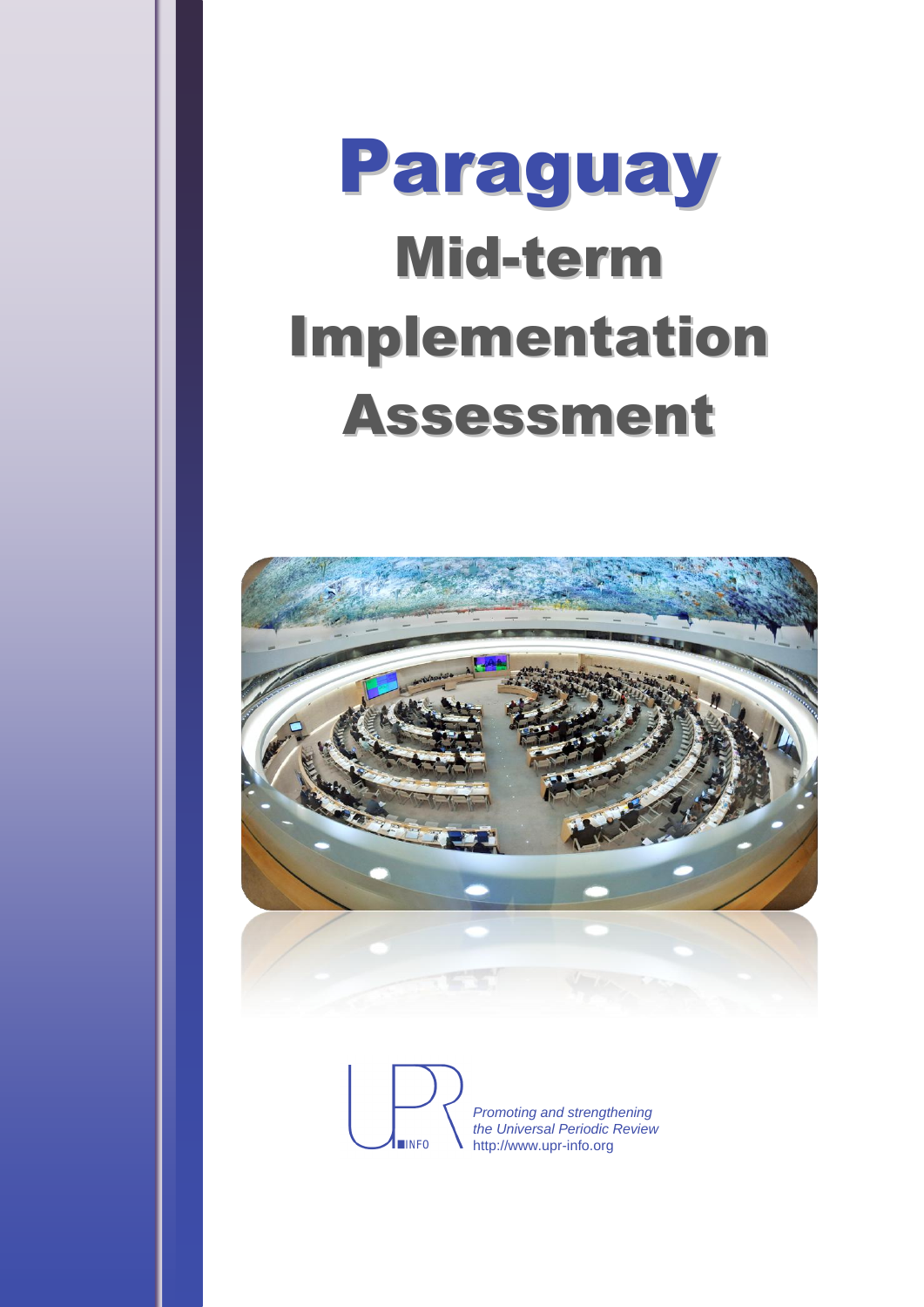# Paraguay

## Mid-term Implementation Assessment

*Promoting and strengthening the Universal Periodic Review*
http://www.upr-info.org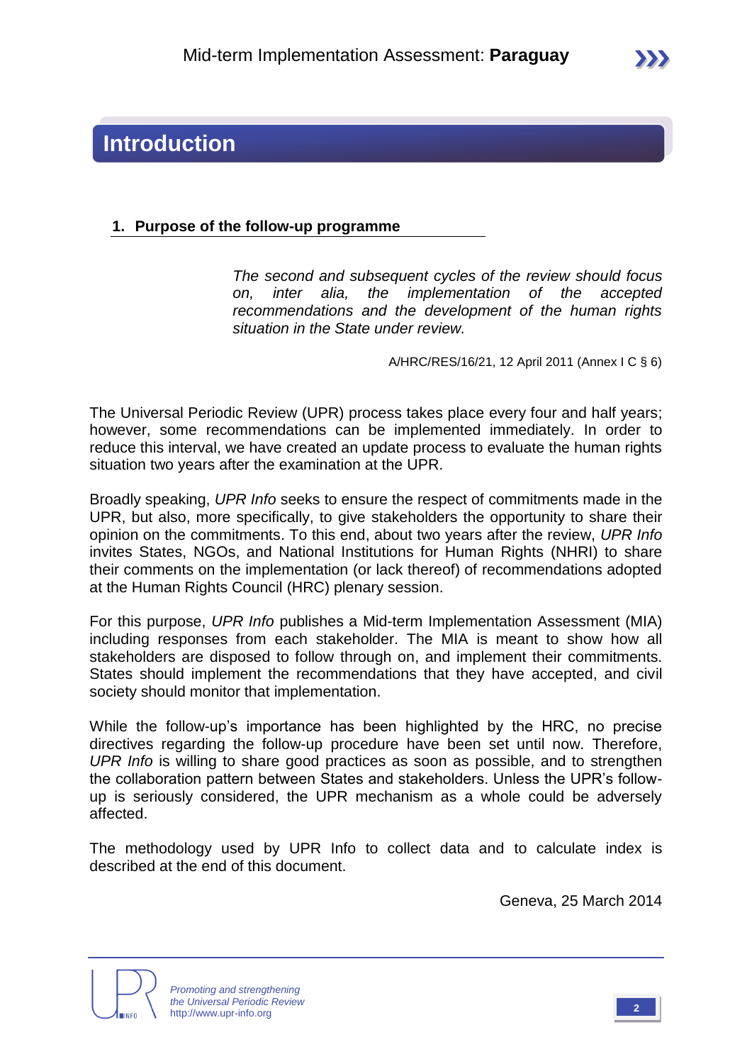# Introduction

## 1. Purpose of the follow-up programme

> *The second and subsequent cycles of the review should focus on, inter alia, the implementation of the accepted recommendations and the development of the human rights situation in the State under review.*
>
> A/HRC/RES/16/21, 12 April 2011 (Annex I C § 6)

The Universal Periodic Review (UPR) process takes place every four and half years; however, some recommendations can be implemented immediately. In order to reduce this interval, we have created an update process to evaluate the human rights situation two years after the examination at the UPR.

Broadly speaking, *UPR Info* seeks to ensure the respect of commitments made in the UPR, but also, more specifically, to give stakeholders the opportunity to share their opinion on the commitments. To this end, about two years after the review, *UPR Info* invites States, NGOs, and National Institutions for Human Rights (NHRI) to share their comments on the implementation (or lack thereof) of recommendations adopted at the Human Rights Council (HRC) plenary session.

For this purpose, *UPR Info* publishes a Mid-term Implementation Assessment (MIA) including responses from each stakeholder. The MIA is meant to show how all stakeholders are disposed to follow through on, and implement their commitments. States should implement the recommendations that they have accepted, and civil society should monitor that implementation.

While the follow-up's importance has been highlighted by the HRC, no precise directives regarding the follow-up procedure have been set until now. Therefore, *UPR Info* is willing to share good practices as soon as possible, and to strengthen the collaboration pattern between States and stakeholders. Unless the UPR's follow-up is seriously considered, the UPR mechanism as a whole could be adversely affected.

The methodology used by UPR Info to collect data and to calculate index is described at the end of this document.

Geneva, 25 March 2014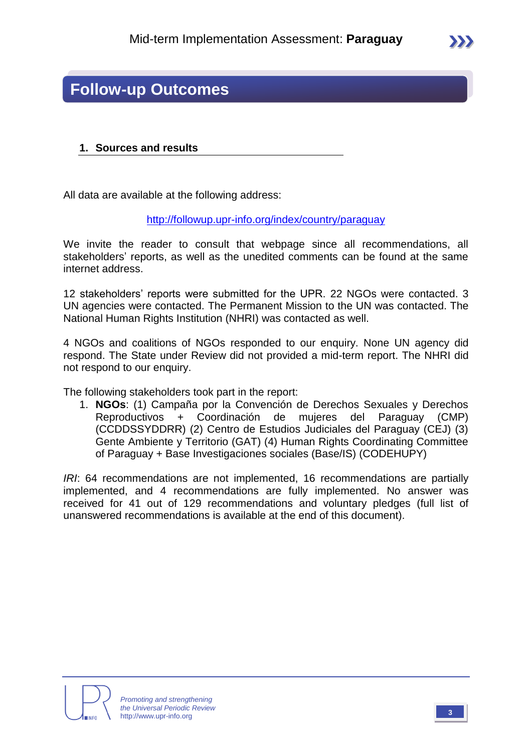# Follow-up Outcomes

## 1. Sources and results

All data are available at the following address:

http://followup.upr-info.org/index/country/paraguay

We invite the reader to consult that webpage since all recommendations, all stakeholders' reports, as well as the unedited comments can be found at the same internet address.

12 stakeholders' reports were submitted for the UPR. 22 NGOs were contacted. 3 UN agencies were contacted. The Permanent Mission to the UN was contacted. The National Human Rights Institution (NHRI) was contacted as well.

4 NGOs and coalitions of NGOs responded to our enquiry. None UN agency did respond. The State under Review did not provided a mid-term report. The NHRI did not respond to our enquiry.

The following stakeholders took part in the report:

1. **NGOs**: (1) Campaña por la Convención de Derechos Sexuales y Derechos Reproductivos + Coordinación de mujeres del Paraguay (CMP) (CCDDSSYDDRR) (2) Centro de Estudios Judiciales del Paraguay (CEJ) (3) Gente Ambiente y Territorio (GAT) (4) Human Rights Coordinating Committee of Paraguay + Base Investigaciones sociales (Base/IS) (CODEHUPY)

*IRI*: 64 recommendations are not implemented, 16 recommendations are partially implemented, and 4 recommendations are fully implemented. No answer was received for 41 out of 129 recommendations and voluntary pledges (full list of unanswered recommendations is available at the end of this document).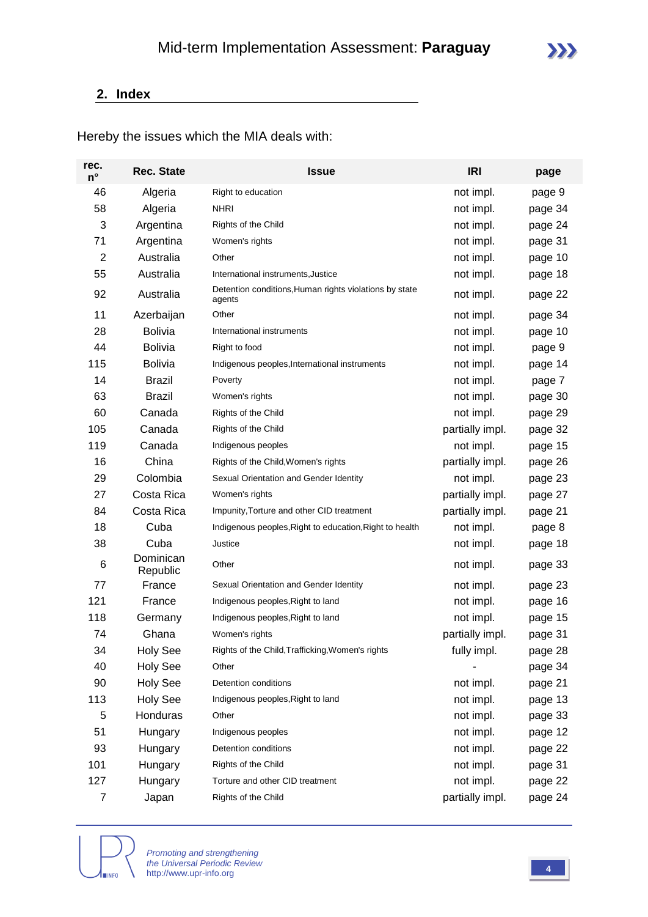## 2. Index

Hereby the issues which the MIA deals with:

| rec. n° | Rec. State | Issue | IRI | page |
|---|---|---|---|---|
| 46 | Algeria | Right to education | not impl. | page 9 |
| 58 | Algeria | NHRI | not impl. | page 34 |
| 3 | Argentina | Rights of the Child | not impl. | page 24 |
| 71 | Argentina | Women's rights | not impl. | page 31 |
| 2 | Australia | Other | not impl. | page 10 |
| 55 | Australia | International instruments,Justice | not impl. | page 18 |
| 92 | Australia | Detention conditions,Human rights violations by state agents | not impl. | page 22 |
| 11 | Azerbaijan | Other | not impl. | page 34 |
| 28 | Bolivia | International instruments | not impl. | page 10 |
| 44 | Bolivia | Right to food | not impl. | page 9 |
| 115 | Bolivia | Indigenous peoples,International instruments | not impl. | page 14 |
| 14 | Brazil | Poverty | not impl. | page 7 |
| 63 | Brazil | Women's rights | not impl. | page 30 |
| 60 | Canada | Rights of the Child | not impl. | page 29 |
| 105 | Canada | Rights of the Child | partially impl. | page 32 |
| 119 | Canada | Indigenous peoples | not impl. | page 15 |
| 16 | China | Rights of the Child,Women's rights | partially impl. | page 26 |
| 29 | Colombia | Sexual Orientation and Gender Identity | not impl. | page 23 |
| 27 | Costa Rica | Women's rights | partially impl. | page 27 |
| 84 | Costa Rica | Impunity,Torture and other CID treatment | partially impl. | page 21 |
| 18 | Cuba | Indigenous peoples,Right to education,Right to health | not impl. | page 8 |
| 38 | Cuba | Justice | not impl. | page 18 |
| 6 | Dominican Republic | Other | not impl. | page 33 |
| 77 | France | Sexual Orientation and Gender Identity | not impl. | page 23 |
| 121 | France | Indigenous peoples,Right to land | not impl. | page 16 |
| 118 | Germany | Indigenous peoples,Right to land | not impl. | page 15 |
| 74 | Ghana | Women's rights | partially impl. | page 31 |
| 34 | Holy See | Rights of the Child,Trafficking,Women's rights | fully impl. | page 28 |
| 40 | Holy See | Other | - | page 34 |
| 90 | Holy See | Detention conditions | not impl. | page 21 |
| 113 | Holy See | Indigenous peoples,Right to land | not impl. | page 13 |
| 5 | Honduras | Other | not impl. | page 33 |
| 51 | Hungary | Indigenous peoples | not impl. | page 12 |
| 93 | Hungary | Detention conditions | not impl. | page 22 |
| 101 | Hungary | Rights of the Child | not impl. | page 31 |
| 127 | Hungary | Torture and other CID treatment | not impl. | page 22 |
| 7 | Japan | Rights of the Child | partially impl. | page 24 |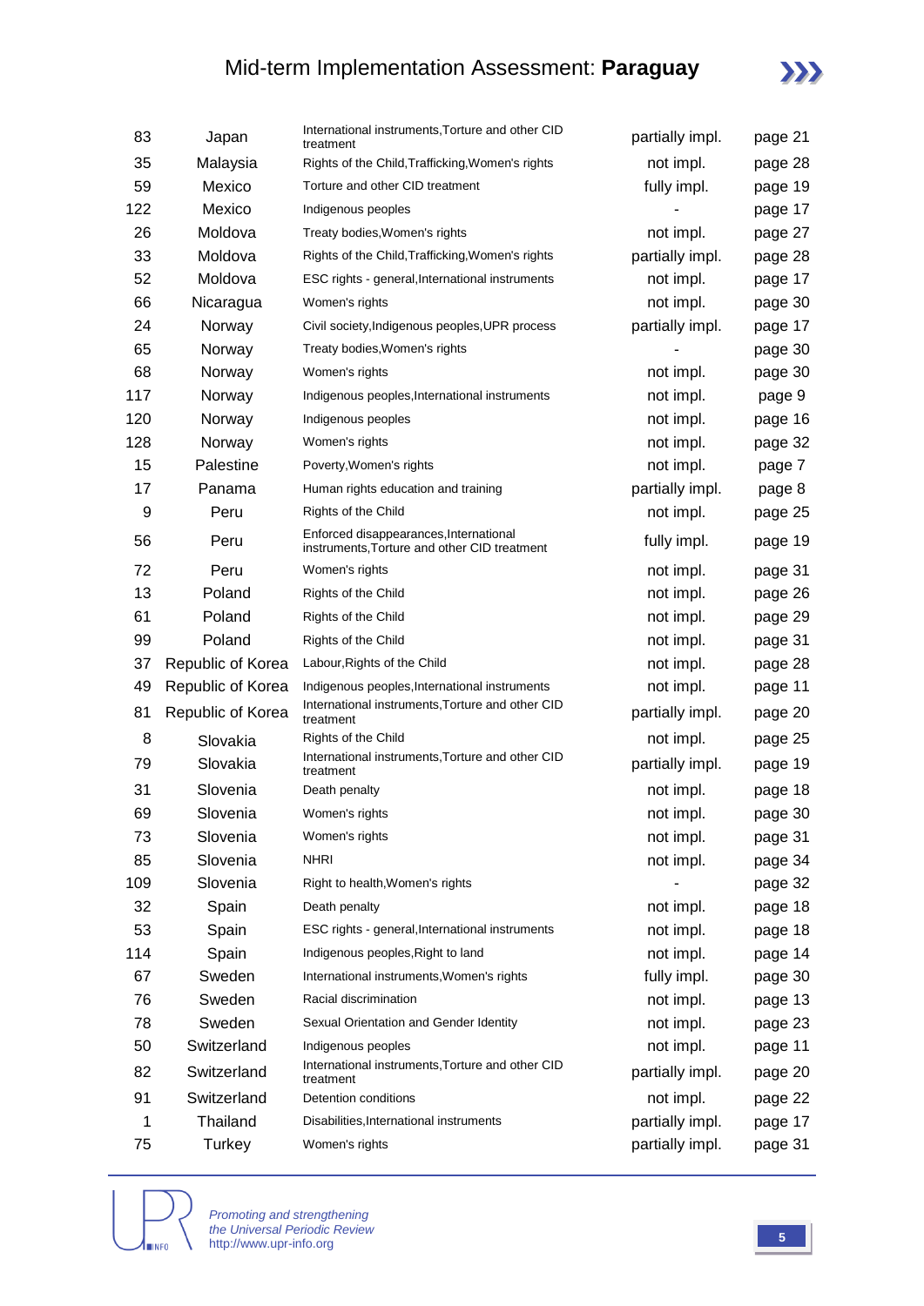| | | | | |
|---|---|---|---|---|
| 83 | Japan | International instruments,Torture and other CID treatment | partially impl. | page 21 |
| 35 | Malaysia | Rights of the Child,Trafficking,Women's rights | not impl. | page 28 |
| 59 | Mexico | Torture and other CID treatment | fully impl. | page 19 |
| 122 | Mexico | Indigenous peoples | - | page 17 |
| 26 | Moldova | Treaty bodies,Women's rights | not impl. | page 27 |
| 33 | Moldova | Rights of the Child,Trafficking,Women's rights | partially impl. | page 28 |
| 52 | Moldova | ESC rights - general,International instruments | not impl. | page 17 |
| 66 | Nicaragua | Women's rights | not impl. | page 30 |
| 24 | Norway | Civil society,Indigenous peoples,UPR process | partially impl. | page 17 |
| 65 | Norway | Treaty bodies,Women's rights | - | page 30 |
| 68 | Norway | Women's rights | not impl. | page 30 |
| 117 | Norway | Indigenous peoples,International instruments | not impl. | page 9 |
| 120 | Norway | Indigenous peoples | not impl. | page 16 |
| 128 | Norway | Women's rights | not impl. | page 32 |
| 15 | Palestine | Poverty,Women's rights | not impl. | page 7 |
| 17 | Panama | Human rights education and training | partially impl. | page 8 |
| 9 | Peru | Rights of the Child | not impl. | page 25 |
| 56 | Peru | Enforced disappearances,International instruments,Torture and other CID treatment | fully impl. | page 19 |
| 72 | Peru | Women's rights | not impl. | page 31 |
| 13 | Poland | Rights of the Child | not impl. | page 26 |
| 61 | Poland | Rights of the Child | not impl. | page 29 |
| 99 | Poland | Rights of the Child | not impl. | page 31 |
| 37 | Republic of Korea | Labour,Rights of the Child | not impl. | page 28 |
| 49 | Republic of Korea | Indigenous peoples,International instruments | not impl. | page 11 |
| 81 | Republic of Korea | International instruments,Torture and other CID treatment | partially impl. | page 20 |
| 8 | Slovakia | Rights of the Child | not impl. | page 25 |
| 79 | Slovakia | International instruments,Torture and other CID treatment | partially impl. | page 19 |
| 31 | Slovenia | Death penalty | not impl. | page 18 |
| 69 | Slovenia | Women's rights | not impl. | page 30 |
| 73 | Slovenia | Women's rights | not impl. | page 31 |
| 85 | Slovenia | NHRI | not impl. | page 34 |
| 109 | Slovenia | Right to health,Women's rights | - | page 32 |
| 32 | Spain | Death penalty | not impl. | page 18 |
| 53 | Spain | ESC rights - general,International instruments | not impl. | page 18 |
| 114 | Spain | Indigenous peoples,Right to land | not impl. | page 14 |
| 67 | Sweden | International instruments,Women's rights | fully impl. | page 30 |
| 76 | Sweden | Racial discrimination | not impl. | page 13 |
| 78 | Sweden | Sexual Orientation and Gender Identity | not impl. | page 23 |
| 50 | Switzerland | Indigenous peoples | not impl. | page 11 |
| 82 | Switzerland | International instruments,Torture and other CID treatment | partially impl. | page 20 |
| 91 | Switzerland | Detention conditions | not impl. | page 22 |
| 1 | Thailand | Disabilities,International instruments | partially impl. | page 17 |
| 75 | Turkey | Women's rights | partially impl. | page 31 |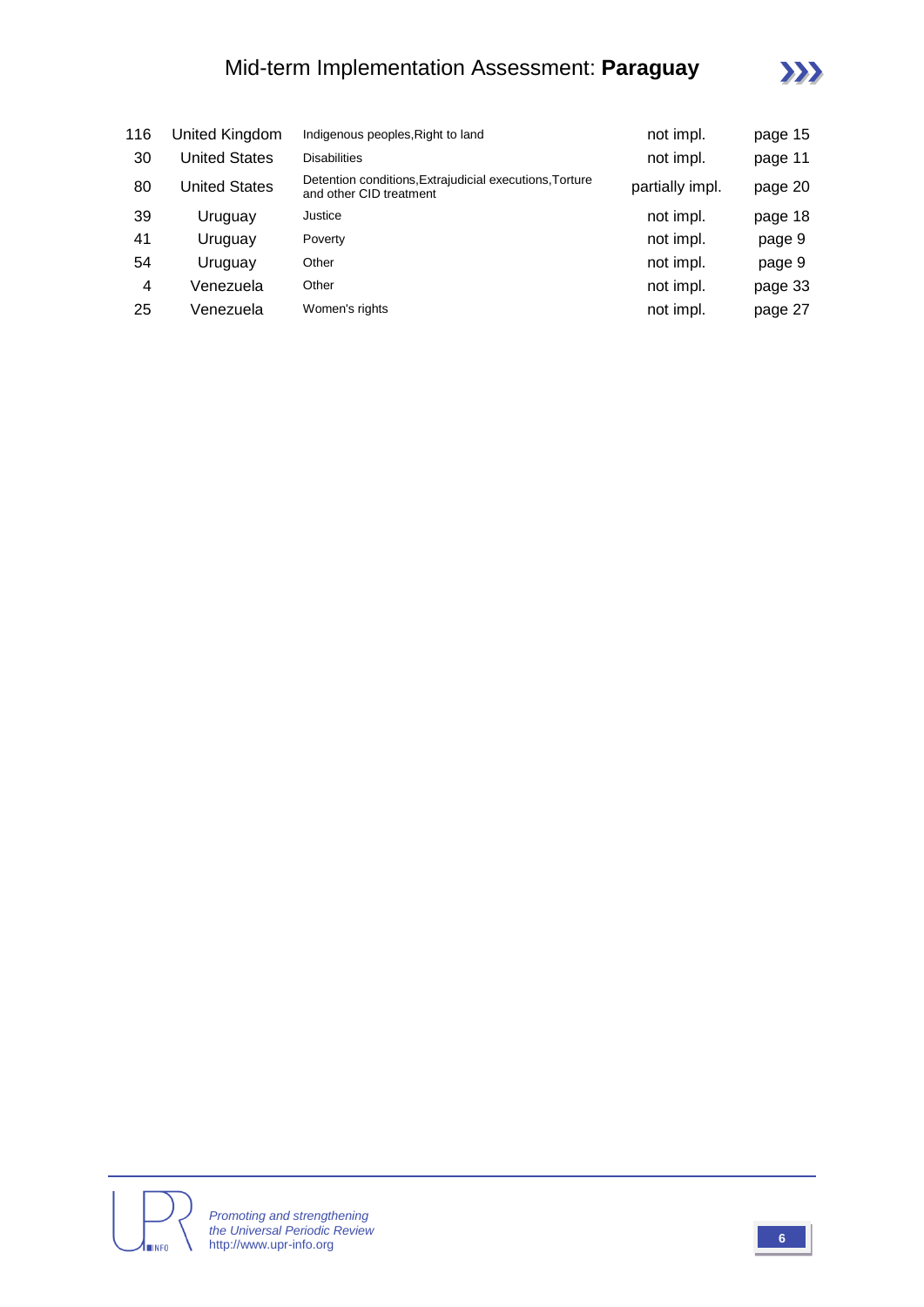| | | | | |
|---|---|---|---|---|
| 116 | United Kingdom | Indigenous peoples,Right to land | not impl. | page 15 |
| 30 | United States | Disabilities | not impl. | page 11 |
| 80 | United States | Detention conditions,Extrajudicial executions,Torture and other CID treatment | partially impl. | page 20 |
| 39 | Uruguay | Justice | not impl. | page 18 |
| 41 | Uruguay | Poverty | not impl. | page 9 |
| 54 | Uruguay | Other | not impl. | page 9 |
| 4 | Venezuela | Other | not impl. | page 33 |
| 25 | Venezuela | Women's rights | not impl. | page 27 |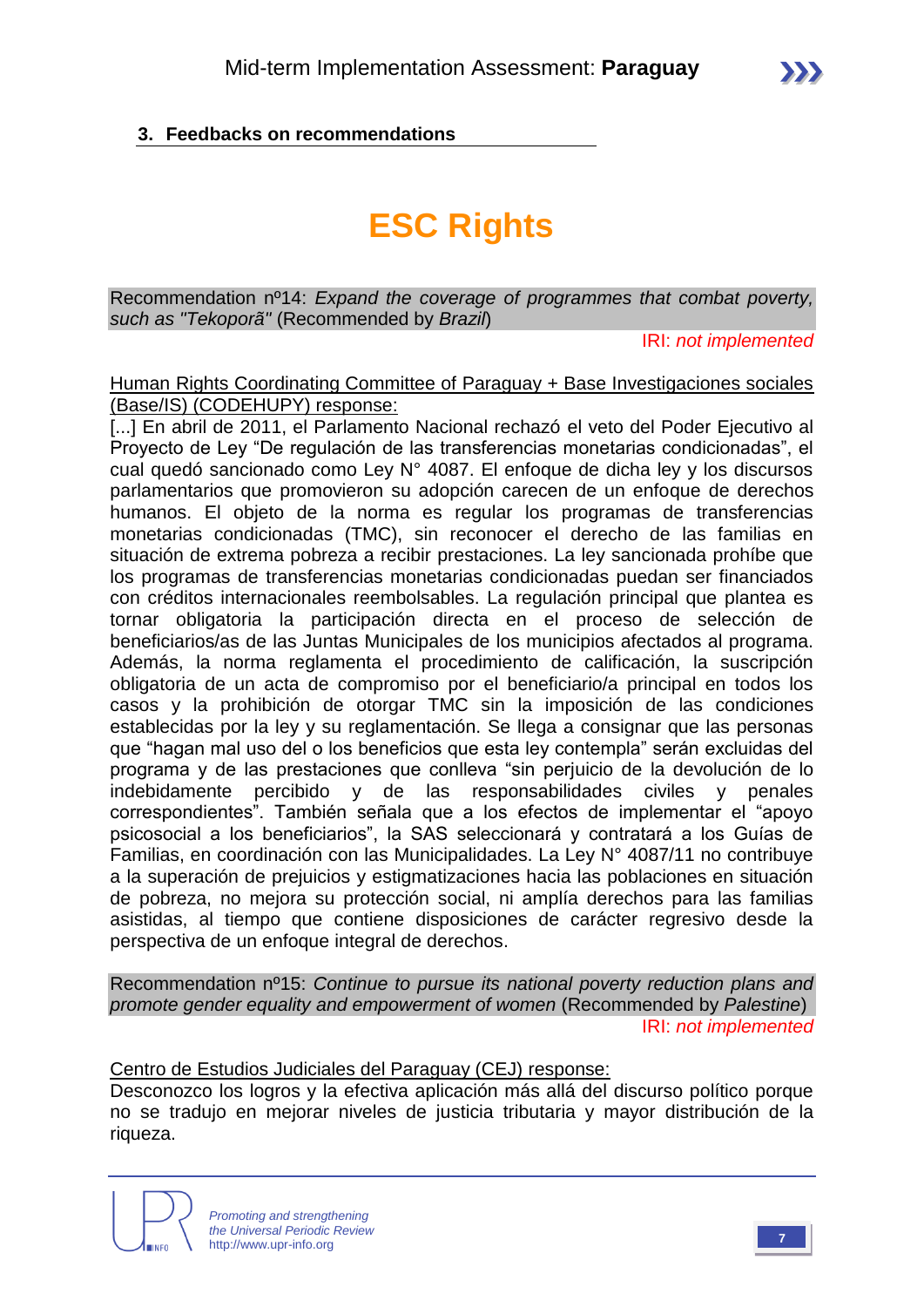## 3. Feedbacks on recommendations

# ESC Rights

Recommendation nº14: *Expand the coverage of programmes that combat poverty, such as "Tekoporã"* (Recommended by *Brazil*)

IRI: *not implemented*

Human Rights Coordinating Committee of Paraguay + Base Investigaciones sociales (Base/IS) (CODEHUPY) response:

[...] En abril de 2011, el Parlamento Nacional rechazó el veto del Poder Ejecutivo al Proyecto de Ley "De regulación de las transferencias monetarias condicionadas", el cual quedó sancionado como Ley N° 4087. El enfoque de dicha ley y los discursos parlamentarios que promovieron su adopción carecen de un enfoque de derechos humanos. El objeto de la norma es regular los programas de transferencias monetarias condicionadas (TMC), sin reconocer el derecho de las familias en situación de extrema pobreza a recibir prestaciones. La ley sancionada prohíbe que los programas de transferencias monetarias condicionadas puedan ser financiados con créditos internacionales reembolsables. La regulación principal que plantea es tornar obligatoria la participación directa en el proceso de selección de beneficiarios/as de las Juntas Municipales de los municipios afectados al programa. Además, la norma reglamenta el procedimiento de calificación, la suscripción obligatoria de un acta de compromiso por el beneficiario/a principal en todos los casos y la prohibición de otorgar TMC sin la imposición de las condiciones establecidas por la ley y su reglamentación. Se llega a consignar que las personas que "hagan mal uso del o los beneficios que esta ley contempla" serán excluidas del programa y de las prestaciones que conlleva "sin perjuicio de la devolución de lo indebidamente percibido y de las responsabilidades civiles y penales correspondientes". También señala que a los efectos de implementar el "apoyo psicosocial a los beneficiarios", la SAS seleccionará y contratará a los Guías de Familias, en coordinación con las Municipalidades. La Ley N° 4087/11 no contribuye a la superación de prejuicios y estigmatizaciones hacia las poblaciones en situación de pobreza, no mejora su protección social, ni amplía derechos para las familias asistidas, al tiempo que contiene disposiciones de carácter regresivo desde la perspectiva de un enfoque integral de derechos.

Recommendation nº15: *Continue to pursue its national poverty reduction plans and promote gender equality and empowerment of women* (Recommended by *Palestine*)

IRI: *not implemented*

Centro de Estudios Judiciales del Paraguay (CEJ) response:

Desconozco los logros y la efectiva aplicación más allá del discurso político porque no se tradujo en mejorar niveles de justicia tributaria y mayor distribución de la riqueza.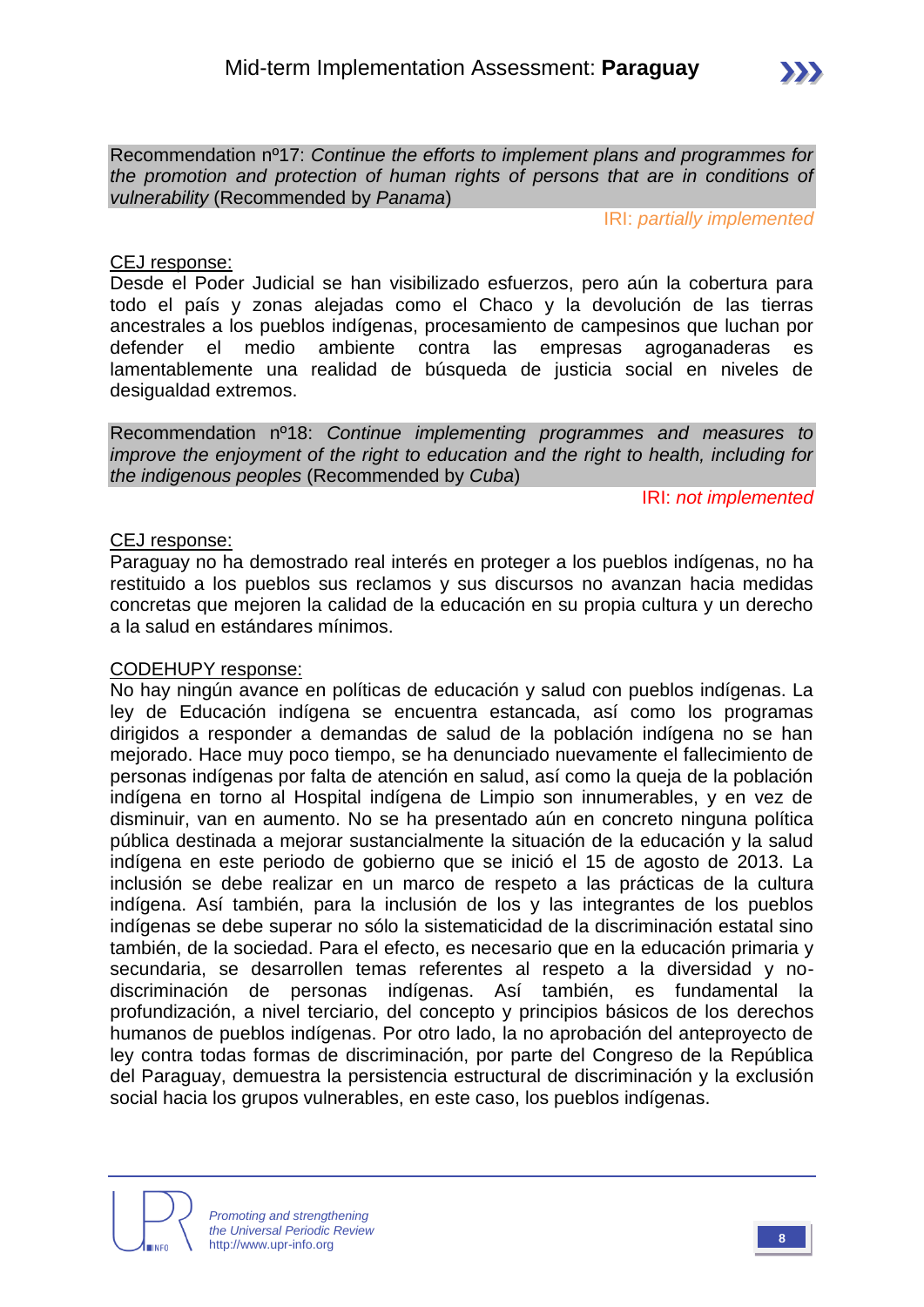Recommendation nº17: *Continue the efforts to implement plans and programmes for the promotion and protection of human rights of persons that are in conditions of vulnerability* (Recommended by *Panama*)

IRI: *partially implemented*

CEJ response:

Desde el Poder Judicial se han visibilizado esfuerzos, pero aún la cobertura para todo el país y zonas alejadas como el Chaco y la devolución de las tierras ancestrales a los pueblos indígenas, procesamiento de campesinos que luchan por defender el medio ambiente contra las empresas agroganaderas es lamentablemente una realidad de búsqueda de justicia social en niveles de desigualdad extremos.

Recommendation nº18: *Continue implementing programmes and measures to improve the enjoyment of the right to education and the right to health, including for the indigenous peoples* (Recommended by *Cuba*)

IRI: *not implemented*

CEJ response:

Paraguay no ha demostrado real interés en proteger a los pueblos indígenas, no ha restituido a los pueblos sus reclamos y sus discursos no avanzan hacia medidas concretas que mejoren la calidad de la educación en su propia cultura y un derecho a la salud en estándares mínimos.

CODEHUPY response:

No hay ningún avance en políticas de educación y salud con pueblos indígenas. La ley de Educación indígena se encuentra estancada, así como los programas dirigidos a responder a demandas de salud de la población indígena no se han mejorado. Hace muy poco tiempo, se ha denunciado nuevamente el fallecimiento de personas indígenas por falta de atención en salud, así como la queja de la población indígena en torno al Hospital indígena de Limpio son innumerables, y en vez de disminuir, van en aumento. No se ha presentado aún en concreto ninguna política pública destinada a mejorar sustancialmente la situación de la educación y la salud indígena en este periodo de gobierno que se inició el 15 de agosto de 2013. La inclusión se debe realizar en un marco de respeto a las prácticas de la cultura indígena. Así también, para la inclusión de los y las integrantes de los pueblos indígenas se debe superar no sólo la sistematicidad de la discriminación estatal sino también, de la sociedad. Para el efecto, es necesario que en la educación primaria y secundaria, se desarrollen temas referentes al respeto a la diversidad y no-discriminación de personas indígenas. Así también, es fundamental la profundización, a nivel terciario, del concepto y principios básicos de los derechos humanos de pueblos indígenas. Por otro lado, la no aprobación del anteproyecto de ley contra todas formas de discriminación, por parte del Congreso de la República del Paraguay, demuestra la persistencia estructural de discriminación y la exclusión social hacia los grupos vulnerables, en este caso, los pueblos indígenas.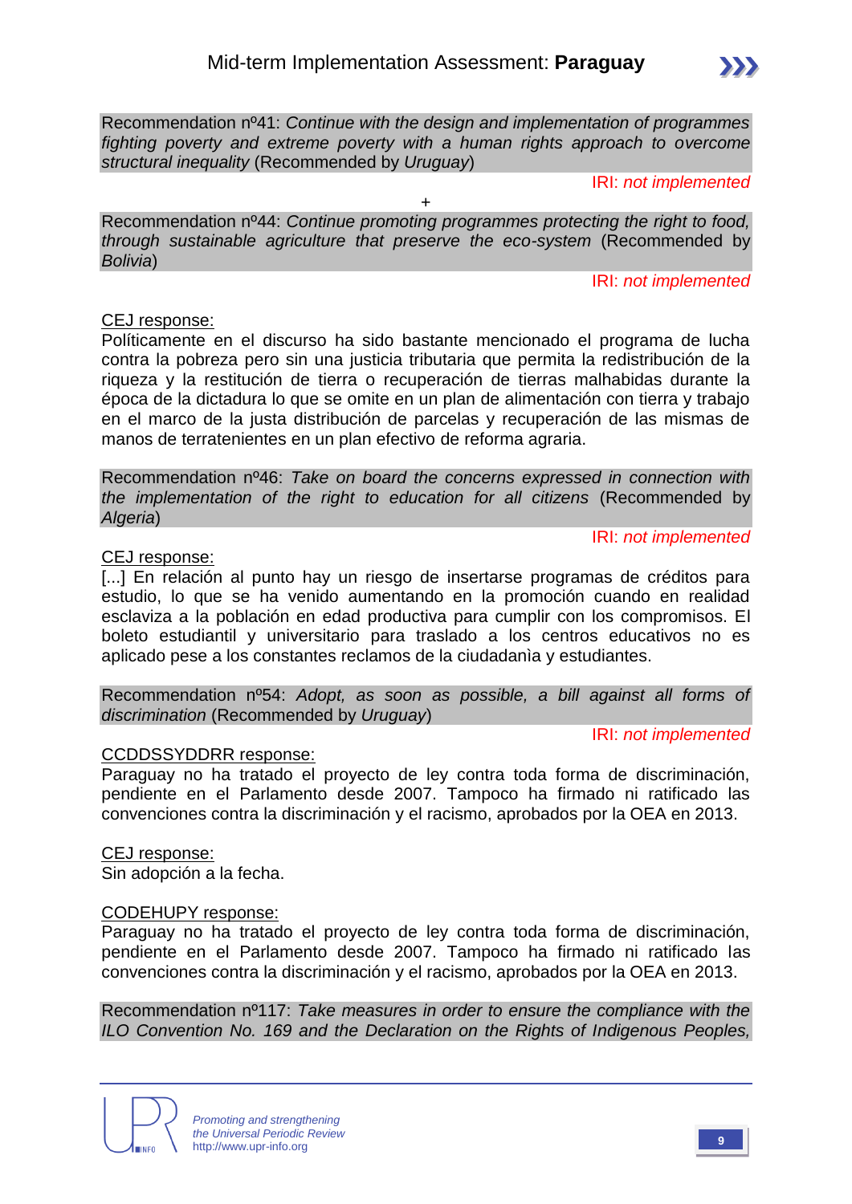Recommendation nº41: *Continue with the design and implementation of programmes fighting poverty and extreme poverty with a human rights approach to overcome structural inequality* (Recommended by *Uruguay*)

IRI: *not implemented*

+

Recommendation nº44: *Continue promoting programmes protecting the right to food, through sustainable agriculture that preserve the eco-system* (Recommended by *Bolivia*)

IRI: *not implemented*

<u>CEJ response:</u>

Políticamente en el discurso ha sido bastante mencionado el programa de lucha contra la pobreza pero sin una justicia tributaria que permita la redistribución de la riqueza y la restitución de tierra o recuperación de tierras malhabidas durante la época de la dictadura lo que se omite en un plan de alimentación con tierra y trabajo en el marco de la justa distribución de parcelas y recuperación de las mismas de manos de terratenientes en un plan efectivo de reforma agraria.

Recommendation nº46: *Take on board the concerns expressed in connection with the implementation of the right to education for all citizens* (Recommended by *Algeria*)

IRI: *not implemented*

<u>CEJ response:</u>

[...] En relación al punto hay un riesgo de insertarse programas de créditos para estudio, lo que se ha venido aumentando en la promoción cuando en realidad esclaviza a la población en edad productiva para cumplir con los compromisos. El boleto estudiantil y universitario para traslado a los centros educativos no es aplicado pese a los constantes reclamos de la ciudadanìa y estudiantes.

Recommendation nº54: *Adopt, as soon as possible, a bill against all forms of discrimination* (Recommended by *Uruguay*)

IRI: *not implemented*

<u>CCDDSSYDDRR response:</u>

Paraguay no ha tratado el proyecto de ley contra toda forma de discriminación, pendiente en el Parlamento desde 2007. Tampoco ha firmado ni ratificado las convenciones contra la discriminación y el racismo, aprobados por la OEA en 2013.

<u>CEJ response:</u>

Sin adopción a la fecha.

<u>CODEHUPY response:</u>

Paraguay no ha tratado el proyecto de ley contra toda forma de discriminación, pendiente en el Parlamento desde 2007. Tampoco ha firmado ni ratificado las convenciones contra la discriminación y el racismo, aprobados por la OEA en 2013.

Recommendation nº117: *Take measures in order to ensure the compliance with the ILO Convention No. 169 and the Declaration on the Rights of Indigenous Peoples,*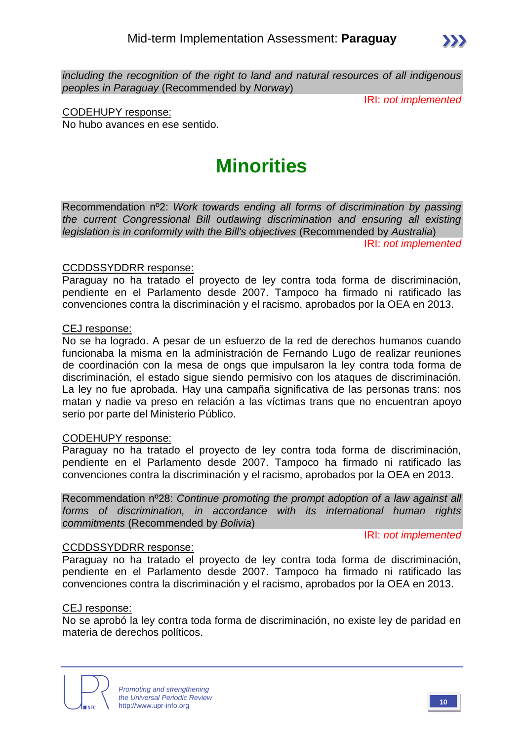*including the recognition of the right to land and natural resources of all indigenous peoples in Paraguay* (Recommended by *Norway*)

IRI: *not implemented*

CODEHUPY response:
No hubo avances en ese sentido.

# Minorities

Recommendation nº2: *Work towards ending all forms of discrimination by passing the current Congressional Bill outlawing discrimination and ensuring all existing legislation is in conformity with the Bill's objectives* (Recommended by *Australia*)

IRI: *not implemented*

CCDDSSYDDRR response:
Paraguay no ha tratado el proyecto de ley contra toda forma de discriminación, pendiente en el Parlamento desde 2007. Tampoco ha firmado ni ratificado las convenciones contra la discriminación y el racismo, aprobados por la OEA en 2013.

CEJ response:
No se ha logrado. A pesar de un esfuerzo de la red de derechos humanos cuando funcionaba la misma en la administración de Fernando Lugo de realizar reuniones de coordinación con la mesa de ongs que impulsaron la ley contra toda forma de discriminación, el estado sigue siendo permisivo con los ataques de discriminación. La ley no fue aprobada. Hay una campaña significativa de las personas trans: nos matan y nadie va preso en relación a las víctimas trans que no encuentran apoyo serio por parte del Ministerio Público.

CODEHUPY response:
Paraguay no ha tratado el proyecto de ley contra toda forma de discriminación, pendiente en el Parlamento desde 2007. Tampoco ha firmado ni ratificado las convenciones contra la discriminación y el racismo, aprobados por la OEA en 2013.

Recommendation nº28: *Continue promoting the prompt adoption of a law against all forms of discrimination, in accordance with its international human rights commitments* (Recommended by *Bolivia*)

IRI: *not implemented*

CCDDSSYDDRR response:
Paraguay no ha tratado el proyecto de ley contra toda forma de discriminación, pendiente en el Parlamento desde 2007. Tampoco ha firmado ni ratificado las convenciones contra la discriminación y el racismo, aprobados por la OEA en 2013.

CEJ response:
No se aprobó la ley contra toda forma de discriminación, no existe ley de paridad en materia de derechos políticos.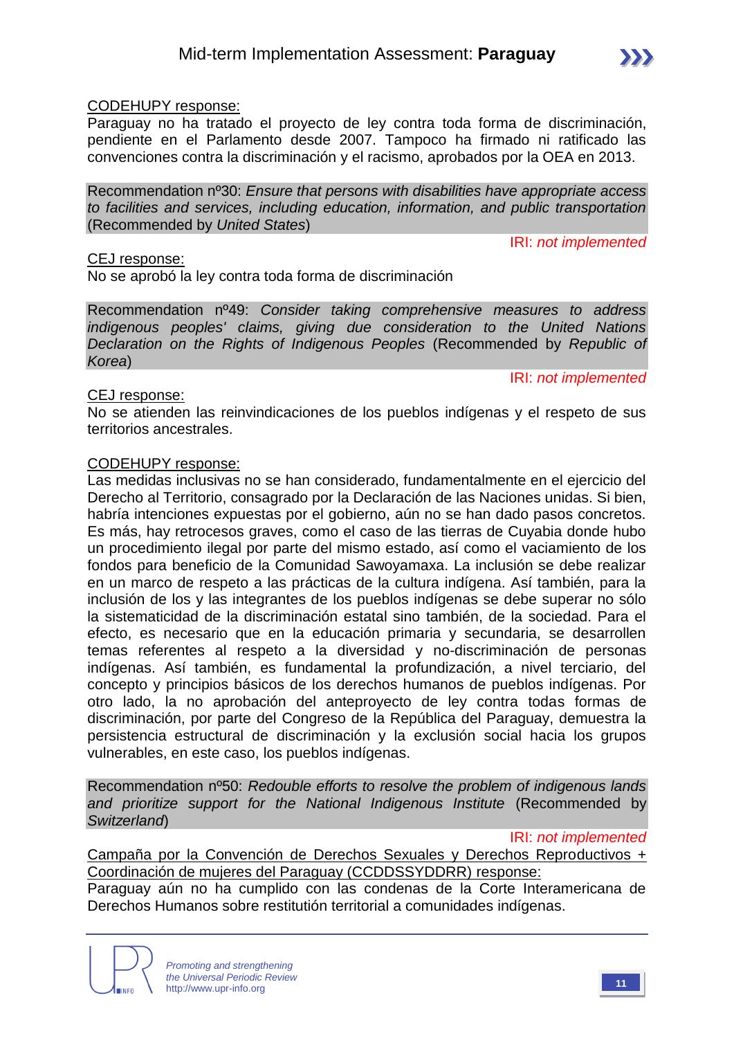<u>CODEHUPY response:</u>
Paraguay no ha tratado el proyecto de ley contra toda forma de discriminación, pendiente en el Parlamento desde 2007. Tampoco ha firmado ni ratificado las convenciones contra la discriminación y el racismo, aprobados por la OEA en 2013.

Recommendation nº30: *Ensure that persons with disabilities have appropriate access to facilities and services, including education, information, and public transportation* (Recommended by *United States*)

IRI: *not implemented*

<u>CEJ response:</u>
No se aprobó la ley contra toda forma de discriminación

Recommendation nº49: *Consider taking comprehensive measures to address indigenous peoples' claims, giving due consideration to the United Nations Declaration on the Rights of Indigenous Peoples* (Recommended by *Republic of Korea*)

IRI: *not implemented*

<u>CEJ response:</u>
No se atienden las reinvindicaciones de los pueblos indígenas y el respeto de sus territorios ancestrales.

<u>CODEHUPY response:</u>
Las medidas inclusivas no se han considerado, fundamentalmente en el ejercicio del Derecho al Territorio, consagrado por la Declaración de las Naciones unidas. Si bien, habría intenciones expuestas por el gobierno, aún no se han dado pasos concretos. Es más, hay retrocesos graves, como el caso de las tierras de Cuyabia donde hubo un procedimiento ilegal por parte del mismo estado, así como el vaciamiento de los fondos para beneficio de la Comunidad Sawoyamaxa. La inclusión se debe realizar en un marco de respeto a las prácticas de la cultura indígena. Así también, para la inclusión de los y las integrantes de los pueblos indígenas se debe superar no sólo la sistematicidad de la discriminación estatal sino también, de la sociedad. Para el efecto, es necesario que en la educación primaria y secundaria, se desarrollen temas referentes al respeto a la diversidad y no-discriminación de personas indígenas. Así también, es fundamental la profundización, a nivel terciario, del concepto y principios básicos de los derechos humanos de pueblos indígenas. Por otro lado, la no aprobación del anteproyecto de ley contra todas formas de discriminación, por parte del Congreso de la República del Paraguay, demuestra la persistencia estructural de discriminación y la exclusión social hacia los grupos vulnerables, en este caso, los pueblos indígenas.

Recommendation nº50: *Redouble efforts to resolve the problem of indigenous lands and prioritize support for the National Indigenous Institute* (Recommended by *Switzerland*)

IRI: *not implemented*

<u>Campaña por la Convención de Derechos Sexuales y Derechos Reproductivos + Coordinación de mujeres del Paraguay (CCDDSSYDDRR) response:</u>
Paraguay aún no ha cumplido con las condenas de la Corte Interamericana de Derechos Humanos sobre restitutión territorial a comunidades indígenas.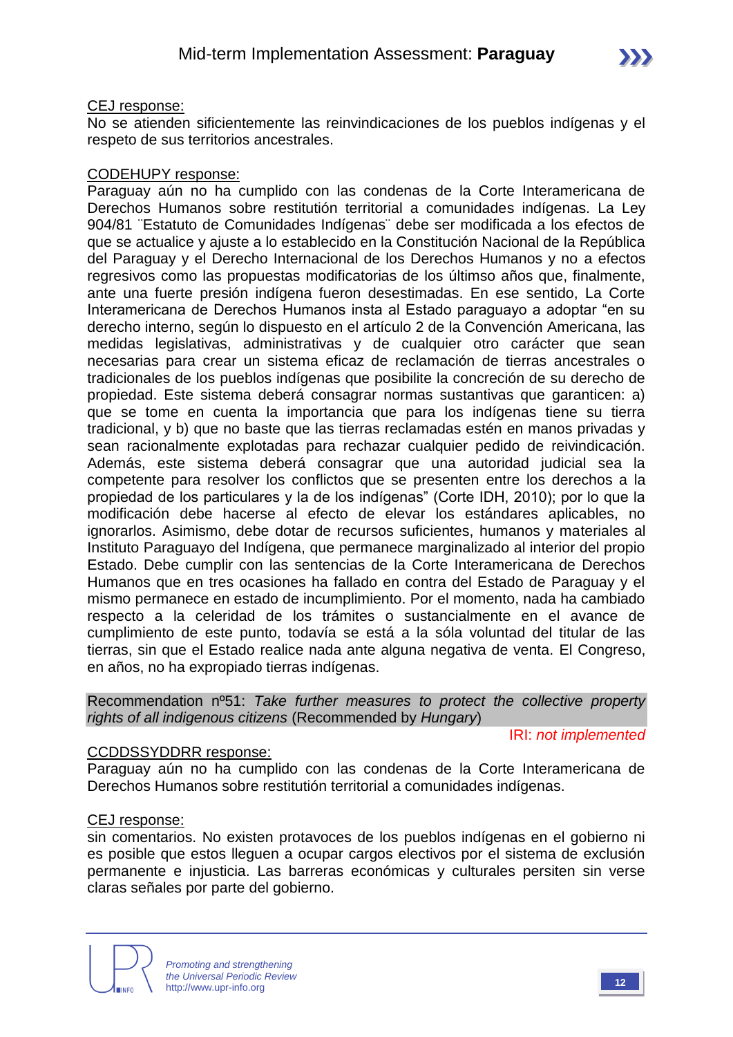CEJ response:
No se atienden sificientemente las reinvindicaciones de los pueblos indígenas y el respeto de sus territorios ancestrales.

CODEHUPY response:
Paraguay aún no ha cumplido con las condenas de la Corte Interamericana de Derechos Humanos sobre restitutión territorial a comunidades indígenas. La Ley 904/81 ¨Estatuto de Comunidades Indígenas¨ debe ser modificada a los efectos de que se actualice y ajuste a lo establecido en la Constitución Nacional de la República del Paraguay y el Derecho Internacional de los Derechos Humanos y no a efectos regresivos como las propuestas modificatorias de los últimso años que, finalmente, ante una fuerte presión indígena fueron desestimadas. En ese sentido, La Corte Interamericana de Derechos Humanos insta al Estado paraguayo a adoptar "en su derecho interno, según lo dispuesto en el artículo 2 de la Convención Americana, las medidas legislativas, administrativas y de cualquier otro carácter que sean necesarias para crear un sistema eficaz de reclamación de tierras ancestrales o tradicionales de los pueblos indígenas que posibilite la concreción de su derecho de propiedad. Este sistema deberá consagrar normas sustantivas que garanticen: a) que se tome en cuenta la importancia que para los indígenas tiene su tierra tradicional, y b) que no baste que las tierras reclamadas estén en manos privadas y sean racionalmente explotadas para rechazar cualquier pedido de reivindicación. Además, este sistema deberá consagrar que una autoridad judicial sea la competente para resolver los conflictos que se presenten entre los derechos a la propiedad de los particulares y la de los indígenas" (Corte IDH, 2010); por lo que la modificación debe hacerse al efecto de elevar los estándares aplicables, no ignorarlos. Asimismo, debe dotar de recursos suficientes, humanos y materiales al Instituto Paraguayo del Indígena, que permanece marginalizado al interior del propio Estado. Debe cumplir con las sentencias de la Corte Interamericana de Derechos Humanos que en tres ocasiones ha fallado en contra del Estado de Paraguay y el mismo permanece en estado de incumplimiento. Por el momento, nada ha cambiado respecto a la celeridad de los trámites o sustancialmente en el avance de cumplimiento de este punto, todavía se está a la sóla voluntad del titular de las tierras, sin que el Estado realice nada ante alguna negativa de venta. El Congreso, en años, no ha expropiado tierras indígenas.

Recommendation nº51: *Take further measures to protect the collective property rights of all indigenous citizens* (Recommended by *Hungary*)

IRI: *not implemented*

CCDDSSYDDRR response:
Paraguay aún no ha cumplido con las condenas de la Corte Interamericana de Derechos Humanos sobre restitutión territorial a comunidades indígenas.

CEJ response:
sin comentarios. No existen protavoces de los pueblos indígenas en el gobierno ni es posible que estos lleguen a ocupar cargos electivos por el sistema de exclusión permanente e injusticia. Las barreras económicas y culturales persiten sin verse claras señales por parte del gobierno.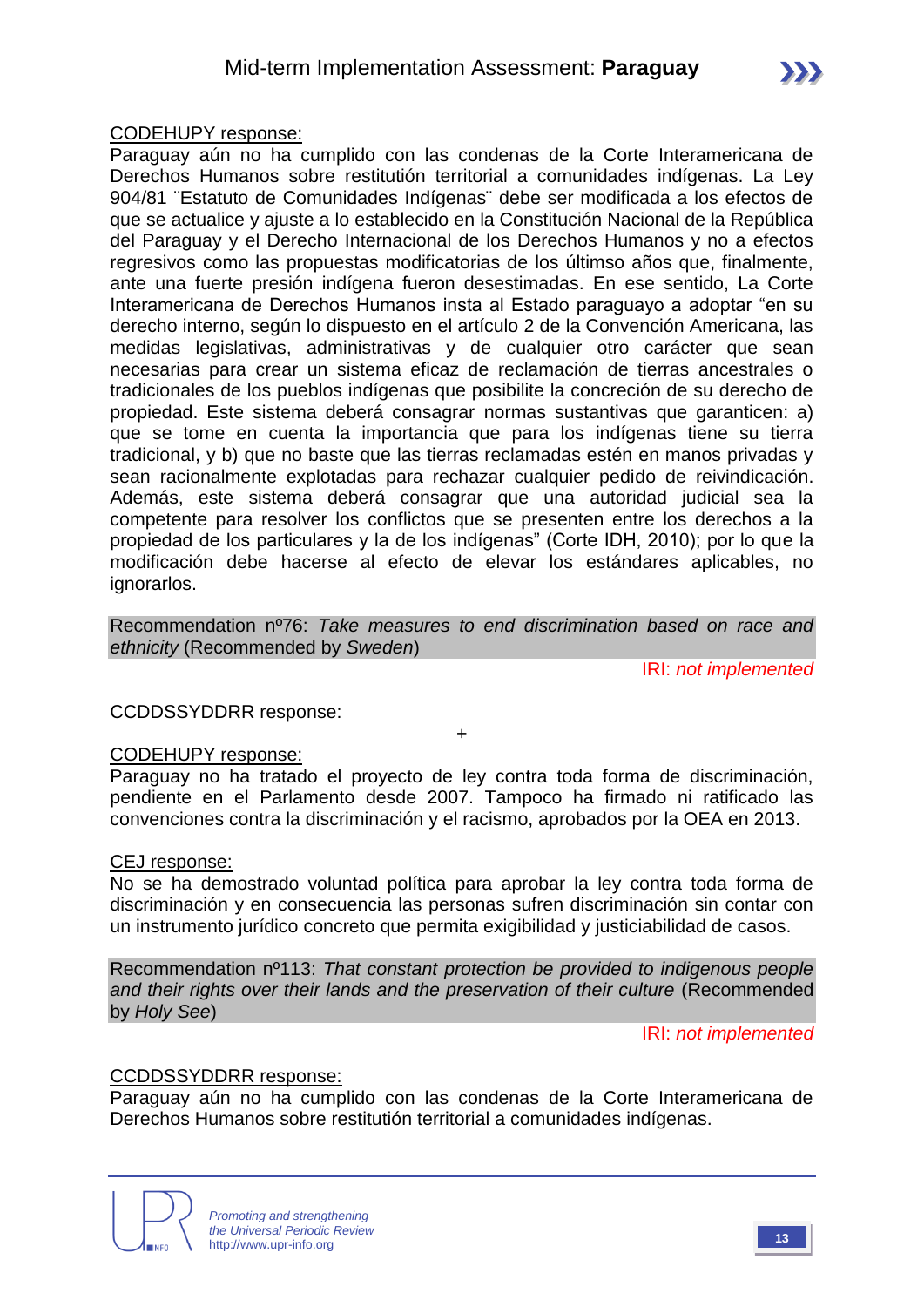CODEHUPY response:

Paraguay aún no ha cumplido con las condenas de la Corte Interamericana de Derechos Humanos sobre restitutión territorial a comunidades indígenas. La Ley 904/81 ¨Estatuto de Comunidades Indígenas¨ debe ser modificada a los efectos de que se actualice y ajuste a lo establecido en la Constitución Nacional de la República del Paraguay y el Derecho Internacional de los Derechos Humanos y no a efectos regresivos como las propuestas modificatorias de los últimso años que, finalmente, ante una fuerte presión indígena fueron desestimadas. En ese sentido, La Corte Interamericana de Derechos Humanos insta al Estado paraguayo a adoptar "en su derecho interno, según lo dispuesto en el artículo 2 de la Convención Americana, las medidas legislativas, administrativas y de cualquier otro carácter que sean necesarias para crear un sistema eficaz de reclamación de tierras ancestrales o tradicionales de los pueblos indígenas que posibilite la concreción de su derecho de propiedad. Este sistema deberá consagrar normas sustantivas que garanticen: a) que se tome en cuenta la importancia que para los indígenas tiene su tierra tradicional, y b) que no baste que las tierras reclamadas estén en manos privadas y sean racionalmente explotadas para rechazar cualquier pedido de reivindicación. Además, este sistema deberá consagrar que una autoridad judicial sea la competente para resolver los conflictos que se presenten entre los derechos a la propiedad de los particulares y la de los indígenas" (Corte IDH, 2010); por lo que la modificación debe hacerse al efecto de elevar los estándares aplicables, no ignorarlos.

Recommendation nº76: *Take measures to end discrimination based on race and ethnicity* (Recommended by *Sweden*)

IRI: *not implemented*

CCDDSSYDDRR response:

+

CODEHUPY response:

Paraguay no ha tratado el proyecto de ley contra toda forma de discriminación, pendiente en el Parlamento desde 2007. Tampoco ha firmado ni ratificado las convenciones contra la discriminación y el racismo, aprobados por la OEA en 2013.

CEJ response:

No se ha demostrado voluntad política para aprobar la ley contra toda forma de discriminación y en consecuencia las personas sufren discriminación sin contar con un instrumento jurídico concreto que permita exigibilidad y justiciabilidad de casos.

Recommendation nº113: *That constant protection be provided to indigenous people and their rights over their lands and the preservation of their culture* (Recommended by *Holy See*)

IRI: *not implemented*

CCDDSSYDDRR response:

Paraguay aún no ha cumplido con las condenas de la Corte Interamericana de Derechos Humanos sobre restitutión territorial a comunidades indígenas.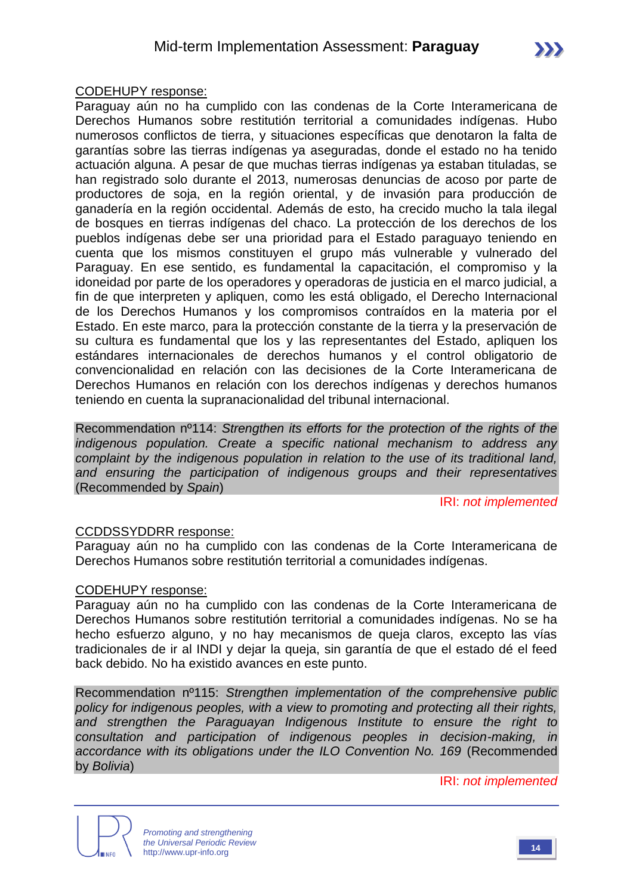<u>CODEHUPY response:</u>
Paraguay aún no ha cumplido con las condenas de la Corte Interamericana de Derechos Humanos sobre restitutión territorial a comunidades indígenas. Hubo numerosos conflictos de tierra, y situaciones específicas que denotaron la falta de garantías sobre las tierras indígenas ya aseguradas, donde el estado no ha tenido actuación alguna. A pesar de que muchas tierras indígenas ya estaban tituladas, se han registrado solo durante el 2013, numerosas denuncias de acoso por parte de productores de soja, en la región oriental, y de invasión para producción de ganadería en la región occidental. Además de esto, ha crecido mucho la tala ilegal de bosques en tierras indígenas del chaco. La protección de los derechos de los pueblos indígenas debe ser una prioridad para el Estado paraguayo teniendo en cuenta que los mismos constituyen el grupo más vulnerable y vulnerado del Paraguay. En ese sentido, es fundamental la capacitación, el compromiso y la idoneidad por parte de los operadores y operadoras de justicia en el marco judicial, a fin de que interpreten y apliquen, como les está obligado, el Derecho Internacional de los Derechos Humanos y los compromisos contraídos en la materia por el Estado. En este marco, para la protección constante de la tierra y la preservación de su cultura es fundamental que los y las representantes del Estado, apliquen los estándares internacionales de derechos humanos y el control obligatorio de convencionalidad en relación con las decisiones de la Corte Interamericana de Derechos Humanos en relación con los derechos indígenas y derechos humanos teniendo en cuenta la supranacionalidad del tribunal internacional.

Recommendation nº114: *Strengthen its efforts for the protection of the rights of the indigenous population. Create a specific national mechanism to address any complaint by the indigenous population in relation to the use of its traditional land, and ensuring the participation of indigenous groups and their representatives* (Recommended by *Spain*)

IRI: *not implemented*

<u>CCDDSSYDDRR response:</u>
Paraguay aún no ha cumplido con las condenas de la Corte Interamericana de Derechos Humanos sobre restitutión territorial a comunidades indígenas.

<u>CODEHUPY response:</u>
Paraguay aún no ha cumplido con las condenas de la Corte Interamericana de Derechos Humanos sobre restitutión territorial a comunidades indígenas. No se ha hecho esfuerzo alguno, y no hay mecanismos de queja claros, excepto las vías tradicionales de ir al INDI y dejar la queja, sin garantía de que el estado dé el feed back debido. No ha existido avances en este punto.

Recommendation nº115: *Strengthen implementation of the comprehensive public policy for indigenous peoples, with a view to promoting and protecting all their rights, and strengthen the Paraguayan Indigenous Institute to ensure the right to consultation and participation of indigenous peoples in decision-making, in accordance with its obligations under the ILO Convention No. 169* (Recommended by *Bolivia*)

IRI: *not implemented*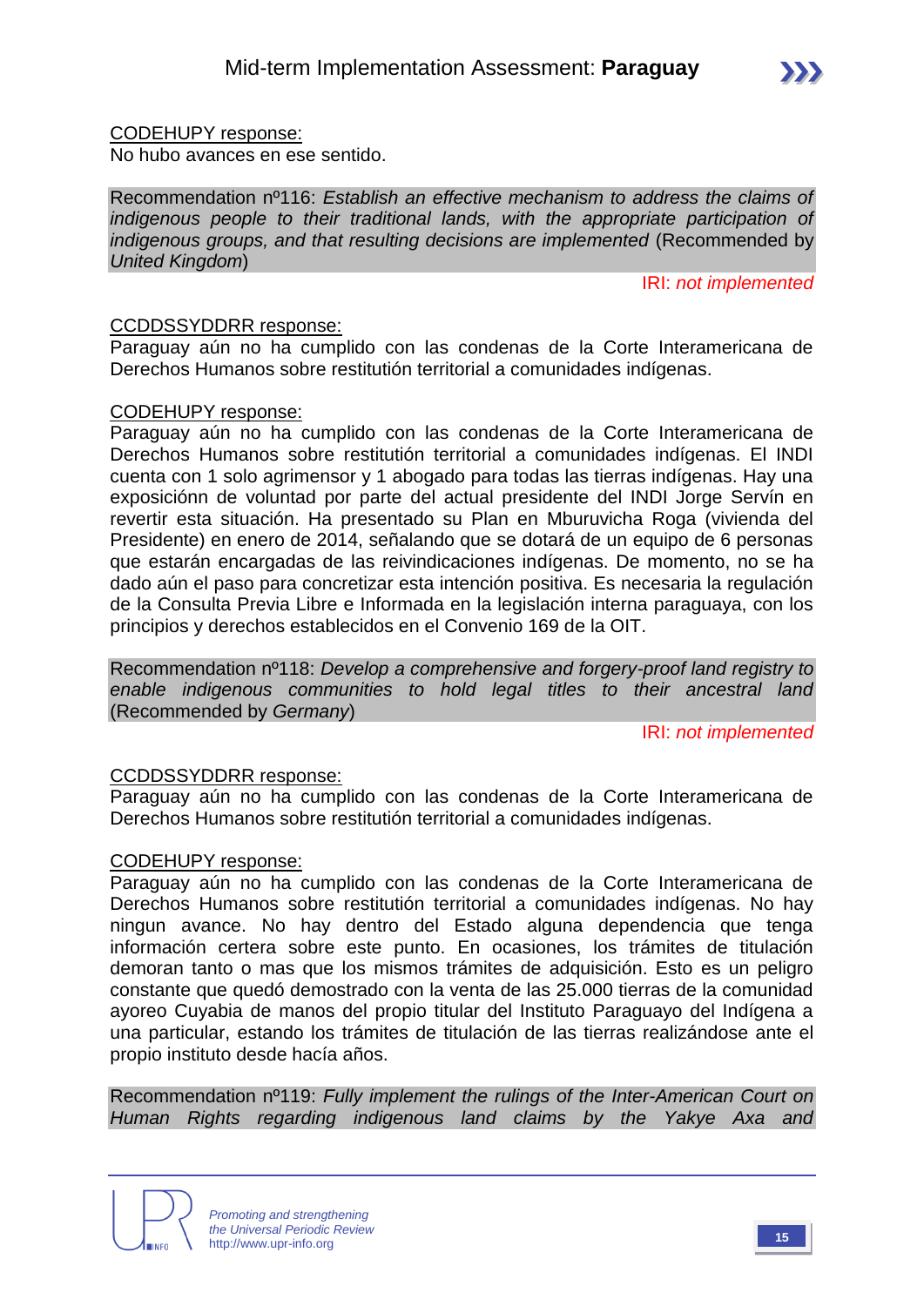<u>CODEHUPY response:</u>
No hubo avances en ese sentido.

Recommendation nº116: *Establish an effective mechanism to address the claims of indigenous people to their traditional lands, with the appropriate participation of indigenous groups, and that resulting decisions are implemented* (Recommended by *United Kingdom*)

IRI: *not implemented*

<u>CCDDSSYDDRR response:</u>
Paraguay aún no ha cumplido con las condenas de la Corte Interamericana de Derechos Humanos sobre restitutión territorial a comunidades indígenas.

<u>CODEHUPY response:</u>
Paraguay aún no ha cumplido con las condenas de la Corte Interamericana de Derechos Humanos sobre restitutión territorial a comunidades indígenas. El INDI cuenta con 1 solo agrimensor y 1 abogado para todas las tierras indígenas. Hay una exposiciónn de voluntad por parte del actual presidente del INDI Jorge Servín en revertir esta situación. Ha presentado su Plan en Mburuvicha Roga (vivienda del Presidente) en enero de 2014, señalando que se dotará de un equipo de 6 personas que estarán encargadas de las reivindicaciones indígenas. De momento, no se ha dado aún el paso para concretizar esta intención positiva. Es necesaria la regulación de la Consulta Previa Libre e Informada en la legislación interna paraguaya, con los principios y derechos establecidos en el Convenio 169 de la OIT.

Recommendation nº118: *Develop a comprehensive and forgery-proof land registry to enable indigenous communities to hold legal titles to their ancestral land* (Recommended by *Germany*)

IRI: *not implemented*

<u>CCDDSSYDDRR response:</u>
Paraguay aún no ha cumplido con las condenas de la Corte Interamericana de Derechos Humanos sobre restitutión territorial a comunidades indígenas.

<u>CODEHUPY response:</u>
Paraguay aún no ha cumplido con las condenas de la Corte Interamericana de Derechos Humanos sobre restitutión territorial a comunidades indígenas. No hay ningun avance. No hay dentro del Estado alguna dependencia que tenga información certera sobre este punto. En ocasiones, los trámites de titulación demoran tanto o mas que los mismos trámites de adquisición. Esto es un peligro constante que quedó demostrado con la venta de las 25.000 tierras de la comunidad ayoreo Cuyabia de manos del propio titular del Instituto Paraguayo del Indígena a una particular, estando los trámites de titulación de las tierras realizándose ante el propio instituto desde hacía años.

Recommendation nº119: *Fully implement the rulings of the Inter-American Court on Human Rights regarding indigenous land claims by the Yakye Axa and*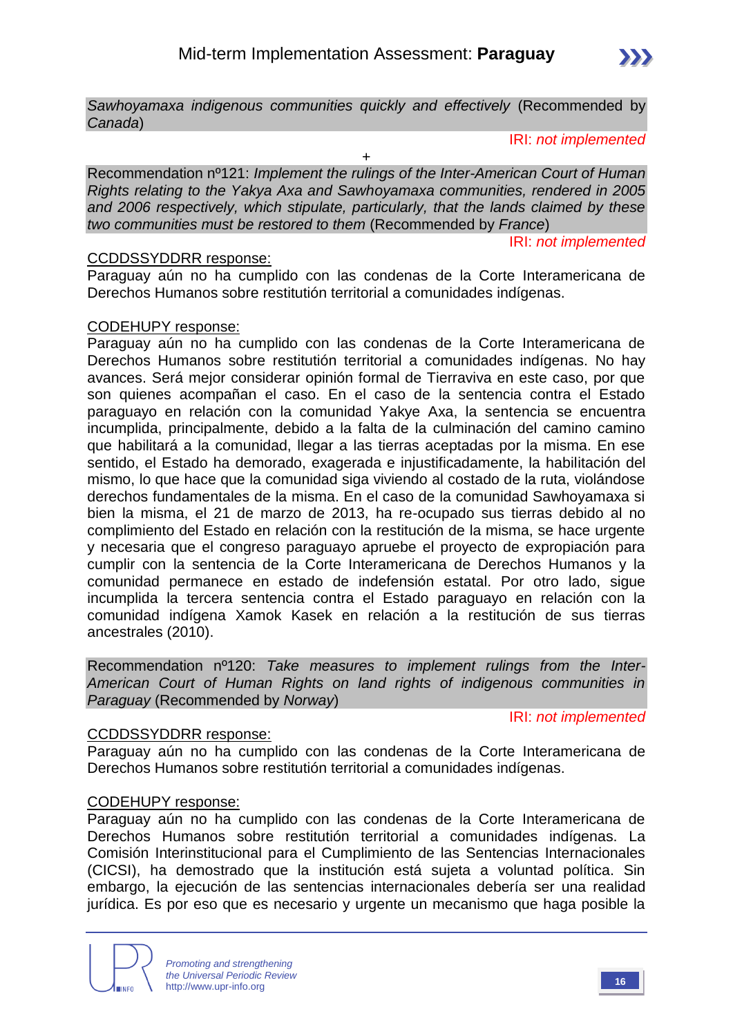*Sawhoyamaxa indigenous communities quickly and effectively* (Recommended by *Canada*)

IRI: *not implemented*

+

Recommendation nº121: *Implement the rulings of the Inter-American Court of Human Rights relating to the Yakya Axa and Sawhoyamaxa communities, rendered in 2005 and 2006 respectively, which stipulate, particularly, that the lands claimed by these two communities must be restored to them* (Recommended by *France*)

IRI: *not implemented*

CCDDSSYDDRR response:

Paraguay aún no ha cumplido con las condenas de la Corte Interamericana de Derechos Humanos sobre restitutión territorial a comunidades indígenas.

CODEHUPY response:

Paraguay aún no ha cumplido con las condenas de la Corte Interamericana de Derechos Humanos sobre restitutión territorial a comunidades indígenas. No hay avances. Será mejor considerar opinión formal de Tierraviva en este caso, por que son quienes acompañan el caso. En el caso de la sentencia contra el Estado paraguayo en relación con la comunidad Yakye Axa, la sentencia se encuentra incumplida, principalmente, debido a la falta de la culminación del camino que habilitará a la comunidad, llegar a las tierras aceptadas por la misma. En ese sentido, el Estado ha demorado, exagerada e injustificadamente, la habilitación del mismo, lo que hace que la comunidad siga viviendo al costado de la ruta, violándose derechos fundamentales de la misma. En el caso de la comunidad Sawhoyamaxa si bien la misma, el 21 de marzo de 2013, ha re-ocupado sus tierras debido al no complimiento del Estado en relación con la restitución de la misma, se hace urgente y necesaria que el congreso paraguayo apruebe el proyecto de expropiación para cumplir con la sentencia de la Corte Interamericana de Derechos Humanos y la comunidad permanece en estado de indefensión estatal. Por otro lado, sigue incumplida la tercera sentencia contra el Estado paraguayo en relación con la comunidad indígena Xamok Kasek en relación a la restitución de sus tierras ancestrales (2010).

Recommendation nº120: *Take measures to implement rulings from the Inter-American Court of Human Rights on land rights of indigenous communities in Paraguay* (Recommended by *Norway*)

IRI: *not implemented*

CCDDSSYDDRR response:

Paraguay aún no ha cumplido con las condenas de la Corte Interamericana de Derechos Humanos sobre restitutión territorial a comunidades indígenas.

CODEHUPY response:

Paraguay aún no ha cumplido con las condenas de la Corte Interamericana de Derechos Humanos sobre restitutión territorial a comunidades indígenas. La Comisión Interinstitucional para el Cumplimiento de las Sentencias Internacionales (CICSI), ha demostrado que la institución está sujeta a voluntad política. Sin embargo, la ejecución de las sentencias internacionales debería ser una realidad jurídica. Es por eso que es necesario y urgente un mecanismo que haga posible la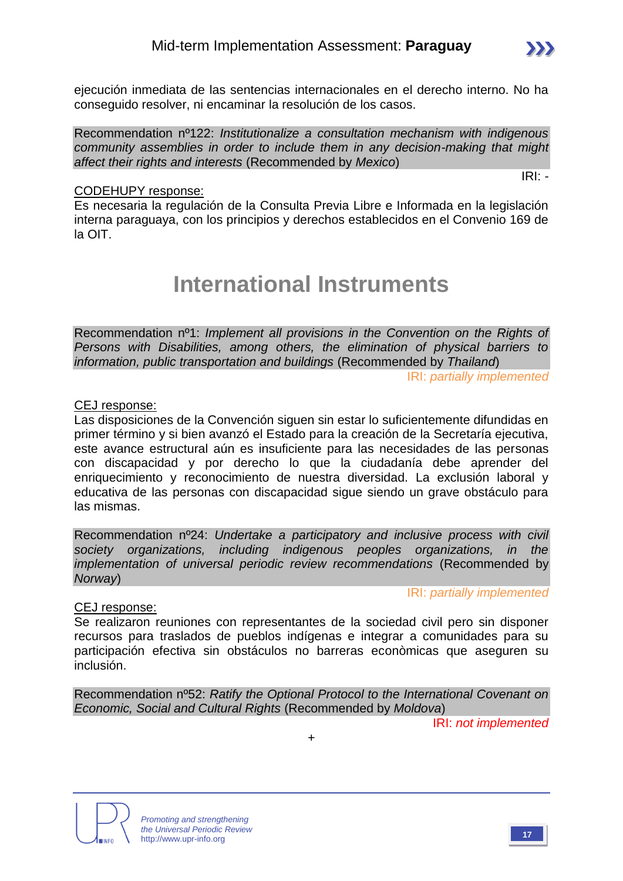ejecución inmediata de las sentencias internacionales en el derecho interno. No ha conseguido resolver, ni encaminar la resolución de los casos.

Recommendation nº122: *Institutionalize a consultation mechanism with indigenous community assemblies in order to include them in any decision-making that might affect their rights and interests* (Recommended by *Mexico*)

IRI: -

CODEHUPY response:

Es necesaria la regulación de la Consulta Previa Libre e Informada en la legislación interna paraguaya, con los principios y derechos establecidos en el Convenio 169 de la OIT.

# International Instruments

Recommendation nº1: *Implement all provisions in the Convention on the Rights of Persons with Disabilities, among others, the elimination of physical barriers to information, public transportation and buildings* (Recommended by *Thailand*)

IRI: *partially implemented*

CEJ response:

Las disposiciones de la Convención siguen sin estar lo suficientemente difundidas en primer término y si bien avanzó el Estado para la creación de la Secretaría ejecutiva, este avance estructural aún es insuficiente para las necesidades de las personas con discapacidad y por derecho lo que la ciudadanía debe aprender del enriquecimiento y reconocimiento de nuestra diversidad. La exclusión laboral y educativa de las personas con discapacidad sigue siendo un grave obstáculo para las mismas.

Recommendation nº24: *Undertake a participatory and inclusive process with civil society organizations, including indigenous peoples organizations, in the implementation of universal periodic review recommendations* (Recommended by *Norway*)

IRI: *partially implemented*

CEJ response:

Se realizaron reuniones con representantes de la sociedad civil pero sin disponer recursos para traslados de pueblos indígenas e integrar a comunidades para su participación efectiva sin obstáculos no barreras econòmicas que aseguren su inclusión.

Recommendation nº52: *Ratify the Optional Protocol to the International Covenant on Economic, Social and Cultural Rights* (Recommended by *Moldova*)

IRI: *not implemented*

+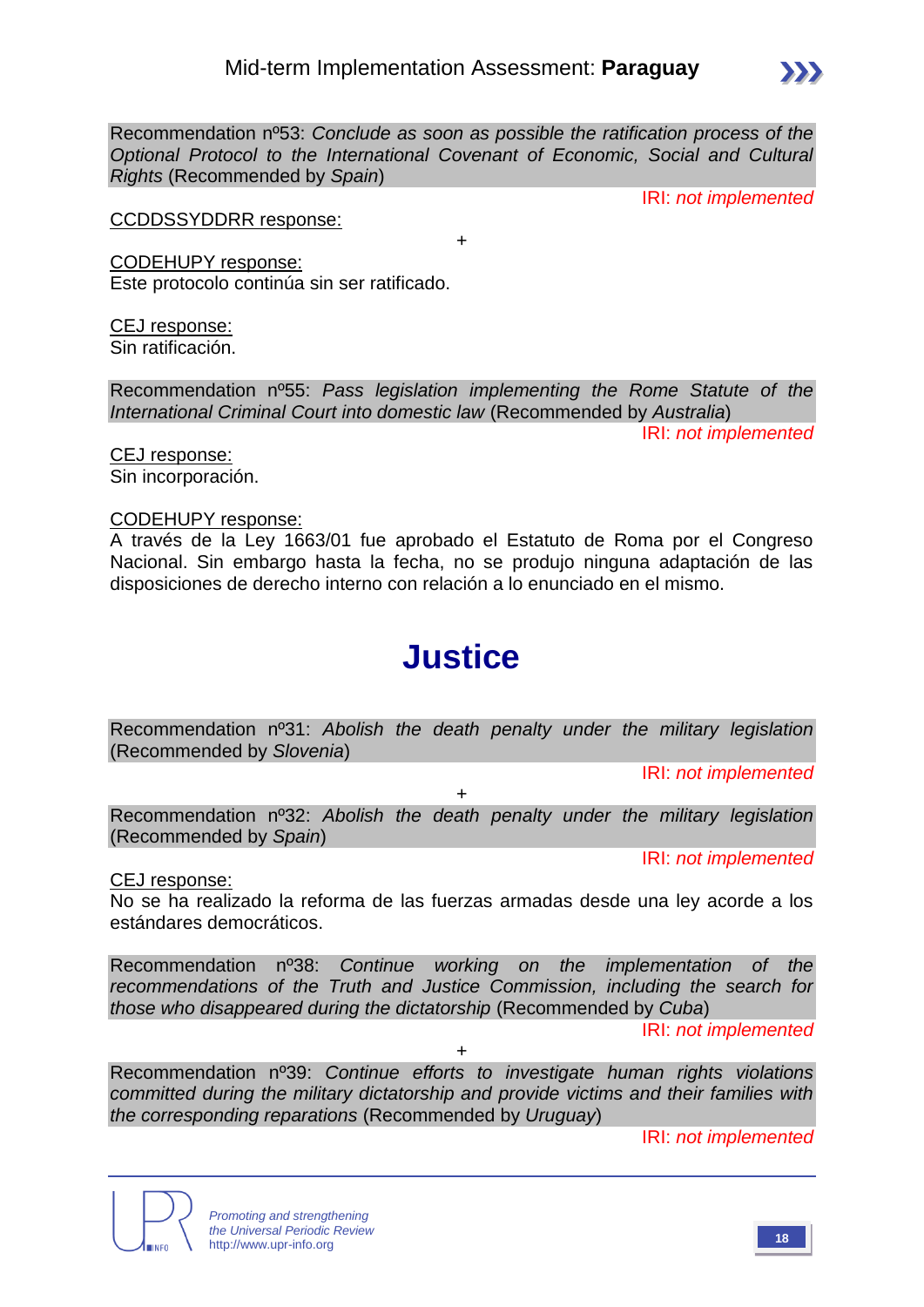Recommendation nº53: *Conclude as soon as possible the ratification process of the Optional Protocol to the International Covenant of Economic, Social and Cultural Rights* (Recommended by *Spain*)

IRI: *not implemented*

CCDDSSYDDRR response:

+

CODEHUPY response:
Este protocolo continúa sin ser ratificado.

CEJ response:
Sin ratificación.

Recommendation nº55: *Pass legislation implementing the Rome Statute of the International Criminal Court into domestic law* (Recommended by *Australia*)

IRI: *not implemented*

CEJ response:
Sin incorporación.

CODEHUPY response:
A través de la Ley 1663/01 fue aprobado el Estatuto de Roma por el Congreso Nacional. Sin embargo hasta la fecha, no se produjo ninguna adaptación de las disposiciones de derecho interno con relación a lo enunciado en el mismo.

# Justice

Recommendation nº31: *Abolish the death penalty under the military legislation* (Recommended by *Slovenia*)

IRI: *not implemented*

+

Recommendation nº32: *Abolish the death penalty under the military legislation* (Recommended by *Spain*)

IRI: *not implemented*

CEJ response:
No se ha realizado la reforma de las fuerzas armadas desde una ley acorde a los estándares democráticos.

Recommendation nº38: *Continue working on the implementation of the recommendations of the Truth and Justice Commission, including the search for those who disappeared during the dictatorship* (Recommended by *Cuba*)

IRI: *not implemented*

+

Recommendation nº39: *Continue efforts to investigate human rights violations committed during the military dictatorship and provide victims and their families with the corresponding reparations* (Recommended by *Uruguay*)

IRI: *not implemented*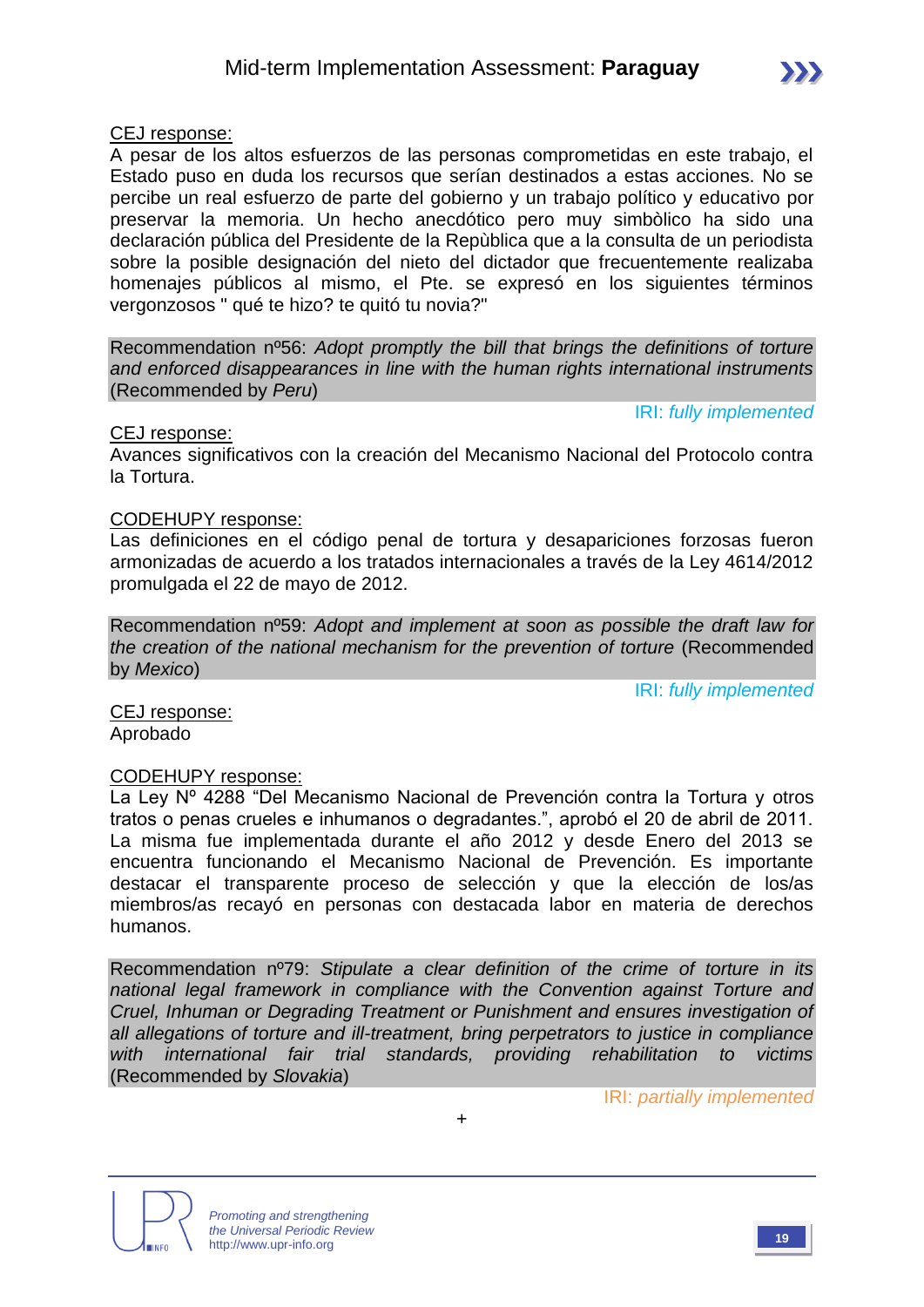CEJ response:

A pesar de los altos esfuerzos de las personas comprometidas en este trabajo, el Estado puso en duda los recursos que serían destinados a estas acciones. No se percibe un real esfuerzo de parte del gobierno y un trabajo político y educativo por preservar la memoria. Un hecho anecdótico pero muy simbòlico ha sido una declaración pública del Presidente de la Repùblica que a la consulta de un periodista sobre la posible designación del nieto del dictador que frecuentemente realizaba homenajes públicos al mismo, el Pte. se expresó en los siguientes términos vergonzosos " qué te hizo? te quitó tu novia?"

Recommendation nº56: *Adopt promptly the bill that brings the definitions of torture and enforced disappearances in line with the human rights international instruments* (Recommended by *Peru*)

IRI: *fully implemented*

CEJ response:

Avances significativos con la creación del Mecanismo Nacional del Protocolo contra la Tortura.

CODEHUPY response:

Las definiciones en el código penal de tortura y desapariciones forzosas fueron armonizadas de acuerdo a los tratados internacionales a través de la Ley 4614/2012 promulgada el 22 de mayo de 2012.

Recommendation nº59: *Adopt and implement at soon as possible the draft law for the creation of the national mechanism for the prevention of torture* (Recommended by *Mexico*)

IRI: *fully implemented*

CEJ response:

Aprobado

CODEHUPY response:

La Ley Nº 4288 “Del Mecanismo Nacional de Prevención contra la Tortura y otros tratos o penas crueles e inhumanos o degradantes.”, aprobó el 20 de abril de 2011. La misma fue implementada durante el año 2012 y desde Enero del 2013 se encuentra funcionando el Mecanismo Nacional de Prevención. Es importante destacar el transparente proceso de selección y que la elección de los/as miembros/as recayó en personas con destacada labor en materia de derechos humanos.

Recommendation nº79: *Stipulate a clear definition of the crime of torture in its national legal framework in compliance with the Convention against Torture and Cruel, Inhuman or Degrading Treatment or Punishment and ensures investigation of all allegations of torture and ill-treatment, bring perpetrators to justice in compliance with international fair trial standards, providing rehabilitation to victims* (Recommended by *Slovakia*)

IRI: *partially implemented*

+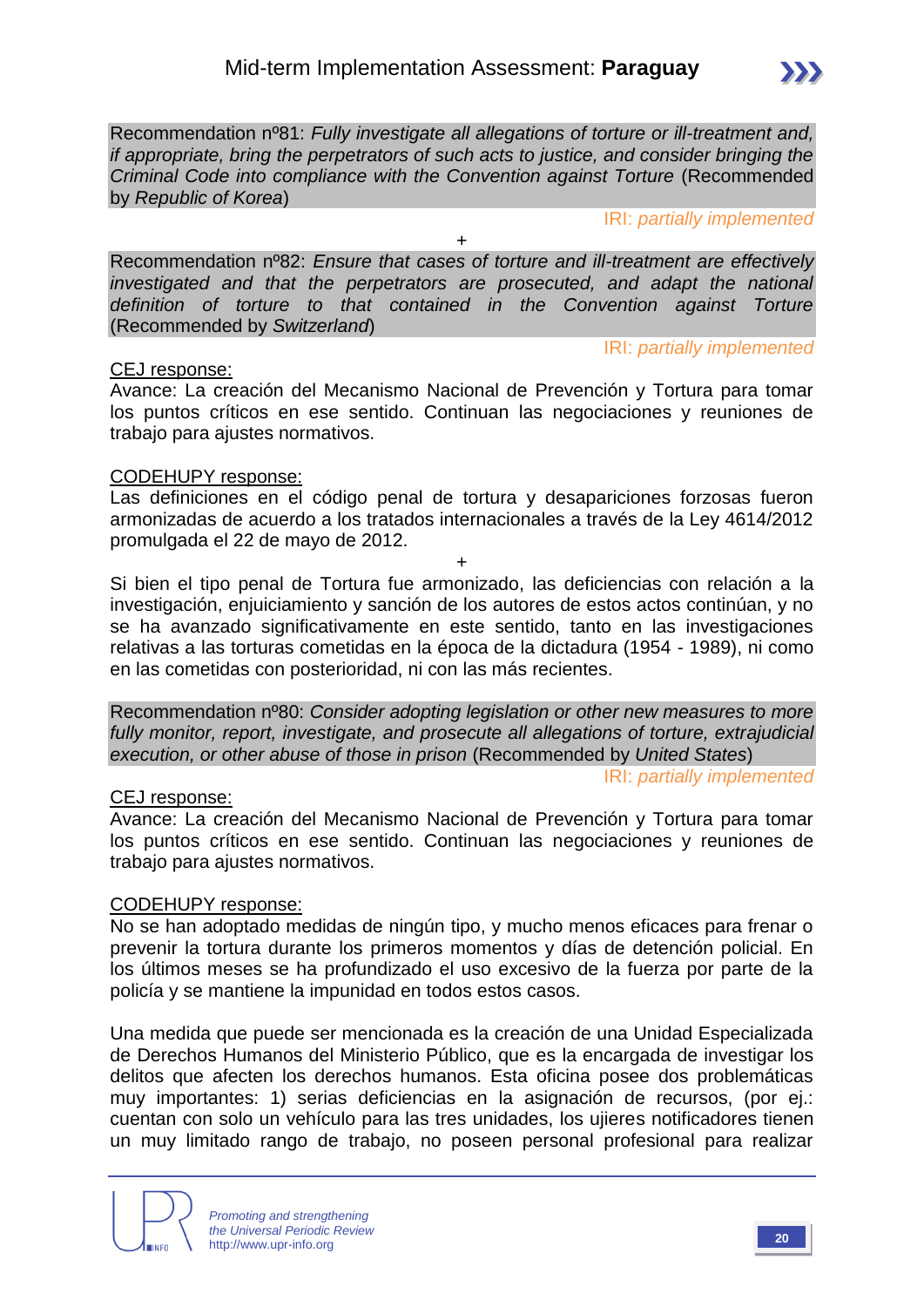Recommendation nº81: *Fully investigate all allegations of torture or ill-treatment and, if appropriate, bring the perpetrators of such acts to justice, and consider bringing the Criminal Code into compliance with the Convention against Torture* (Recommended by *Republic of Korea*)

IRI: *partially implemented*

+

Recommendation nº82: *Ensure that cases of torture and ill-treatment are effectively investigated and that the perpetrators are prosecuted, and adapt the national definition of torture to that contained in the Convention against Torture* (Recommended by *Switzerland*)

IRI: *partially implemented*

<u>CEJ response:</u>

Avance: La creación del Mecanismo Nacional de Prevención y Tortura para tomar los puntos críticos en ese sentido. Continuan las negociaciones y reuniones de trabajo para ajustes normativos.

<u>CODEHUPY response:</u>

Las definiciones en el código penal de tortura y desapariciones forzosas fueron armonizadas de acuerdo a los tratados internacionales a través de la Ley 4614/2012 promulgada el 22 de mayo de 2012.

+

Si bien el tipo penal de Tortura fue armonizado, las deficiencias con relación a la investigación, enjuiciamiento y sanción de los autores de estos actos continúan, y no se ha avanzado significativamente en este sentido, tanto en las investigaciones relativas a las torturas cometidas en la época de la dictadura (1954 - 1989), ni como en las cometidas con posterioridad, ni con las más recientes.

Recommendation nº80: *Consider adopting legislation or other new measures to more fully monitor, report, investigate, and prosecute all allegations of torture, extrajudicial execution, or other abuse of those in prison* (Recommended by *United States*)

IRI: *partially implemented*

<u>CEJ response:</u>

Avance: La creación del Mecanismo Nacional de Prevención y Tortura para tomar los puntos críticos en ese sentido. Continuan las negociaciones y reuniones de trabajo para ajustes normativos.

<u>CODEHUPY response:</u>

No se han adoptado medidas de ningún tipo, y mucho menos eficaces para frenar o prevenir la tortura durante los primeros momentos y días de detención policial. En los últimos meses se ha profundizado el uso excesivo de la fuerza por parte de la policía y se mantiene la impunidad en todos estos casos.

Una medida que puede ser mencionada es la creación de una Unidad Especializada de Derechos Humanos del Ministerio Público, que es la encargada de investigar los delitos que afecten los derechos humanos. Esta oficina posee dos problemáticas muy importantes: 1) serias deficiencias en la asignación de recursos, (por ej.: cuentan con solo un vehículo para las tres unidades, los ujieres notificadores tienen un muy limitado rango de trabajo, no poseen personal profesional para realizar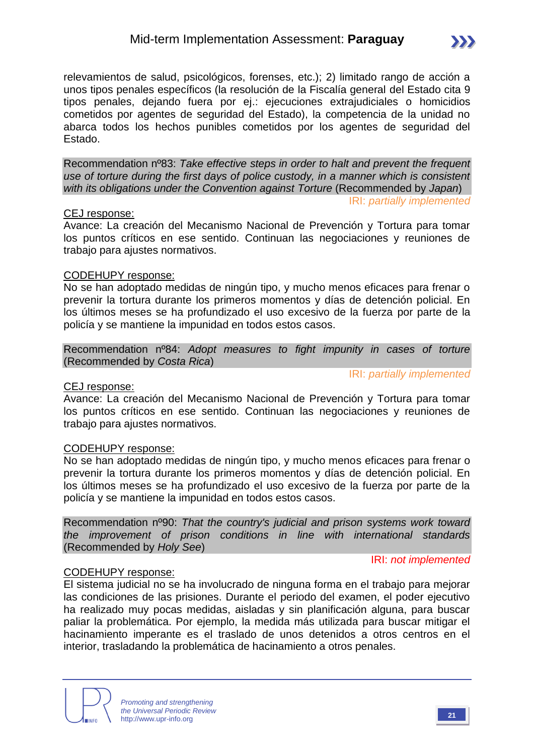relevamientos de salud, psicológicos, forenses, etc.); 2) limitado rango de acción a unos tipos penales específicos (la resolución de la Fiscalía general del Estado cita 9 tipos penales, dejando fuera por ej.: ejecuciones extrajudiciales o homicidios cometidos por agentes de seguridad del Estado), la competencia de la unidad no abarca todos los hechos punibles cometidos por los agentes de seguridad del Estado.

Recommendation nº83: *Take effective steps in order to halt and prevent the frequent use of torture during the first days of police custody, in a manner which is consistent with its obligations under the Convention against Torture* (Recommended by *Japan*)

IRI: *partially implemented*

CEJ response:

Avance: La creación del Mecanismo Nacional de Prevención y Tortura para tomar los puntos críticos en ese sentido. Continuan las negociaciones y reuniones de trabajo para ajustes normativos.

CODEHUPY response:

No se han adoptado medidas de ningún tipo, y mucho menos eficaces para frenar o prevenir la tortura durante los primeros momentos y días de detención policial. En los últimos meses se ha profundizado el uso excesivo de la fuerza por parte de la policía y se mantiene la impunidad en todos estos casos.

Recommendation nº84: *Adopt measures to fight impunity in cases of torture* (Recommended by *Costa Rica*)

IRI: *partially implemented*

CEJ response:

Avance: La creación del Mecanismo Nacional de Prevención y Tortura para tomar los puntos críticos en ese sentido. Continuan las negociaciones y reuniones de trabajo para ajustes normativos.

CODEHUPY response:

No se han adoptado medidas de ningún tipo, y mucho menos eficaces para frenar o prevenir la tortura durante los primeros momentos y días de detención policial. En los últimos meses se ha profundizado el uso excesivo de la fuerza por parte de la policía y se mantiene la impunidad en todos estos casos.

Recommendation nº90: *That the country's judicial and prison systems work toward the improvement of prison conditions in line with international standards* (Recommended by *Holy See*)

IRI: *not implemented*

CODEHUPY response:

El sistema judicial no se ha involucrado de ninguna forma en el trabajo para mejorar las condiciones de las prisiones. Durante el periodo del examen, el poder ejecutivo ha realizado muy pocas medidas, aisladas y sin planificación alguna, para buscar paliar la problemática. Por ejemplo, la medida más utilizada para buscar mitigar el hacinamiento imperante es el traslado de unos detenidos a otros centros en el interior, trasladando la problemática de hacinamiento a otros penales.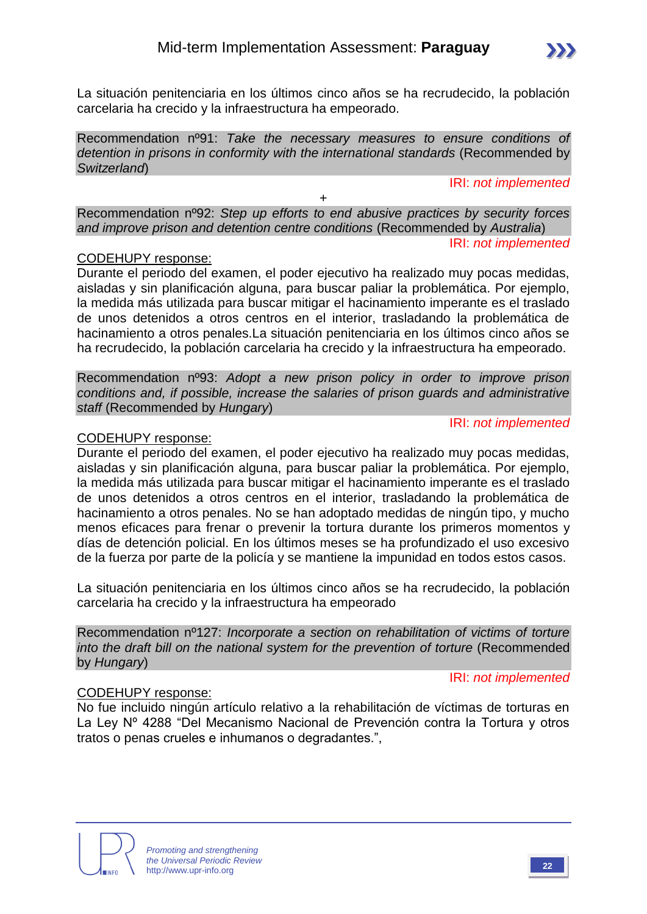La situación penitenciaria en los últimos cinco años se ha recrudecido, la población carcelaria ha crecido y la infraestructura ha empeorado.

Recommendation nº91: *Take the necessary measures to ensure conditions of detention in prisons in conformity with the international standards* (Recommended by *Switzerland*)

IRI: *not implemented*

+

Recommendation nº92: *Step up efforts to end abusive practices by security forces and improve prison and detention centre conditions* (Recommended by *Australia*)

IRI: *not implemented*

CODEHUPY response:

Durante el periodo del examen, el poder ejecutivo ha realizado muy pocas medidas, aisladas y sin planificación alguna, para buscar paliar la problemática. Por ejemplo, la medida más utilizada para buscar mitigar el hacinamiento imperante es el traslado de unos detenidos a otros centros en el interior, trasladando la problemática de hacinamiento a otros penales.La situación penitenciaria en los últimos cinco años se ha recrudecido, la población carcelaria ha crecido y la infraestructura ha empeorado.

Recommendation nº93: *Adopt a new prison policy in order to improve prison conditions and, if possible, increase the salaries of prison guards and administrative staff* (Recommended by *Hungary*)

IRI: *not implemented*

CODEHUPY response:

Durante el periodo del examen, el poder ejecutivo ha realizado muy pocas medidas, aisladas y sin planificación alguna, para buscar paliar la problemática. Por ejemplo, la medida más utilizada para buscar mitigar el hacinamiento imperante es el traslado de unos detenidos a otros centros en el interior, trasladando la problemática de hacinamiento a otros penales. No se han adoptado medidas de ningún tipo, y mucho menos eficaces para frenar o prevenir la tortura durante los primeros momentos y días de detención policial. En los últimos meses se ha profundizado el uso excesivo de la fuerza por parte de la policía y se mantiene la impunidad en todos estos casos.

La situación penitenciaria en los últimos cinco años se ha recrudecido, la población carcelaria ha crecido y la infraestructura ha empeorado

Recommendation nº127: *Incorporate a section on rehabilitation of victims of torture into the draft bill on the national system for the prevention of torture* (Recommended by *Hungary*)

IRI: *not implemented*

CODEHUPY response:

No fue incluido ningún artículo relativo a la rehabilitación de víctimas de torturas en La Ley Nº 4288 “Del Mecanismo Nacional de Prevención contra la Tortura y otros tratos o penas crueles e inhumanos o degradantes.”,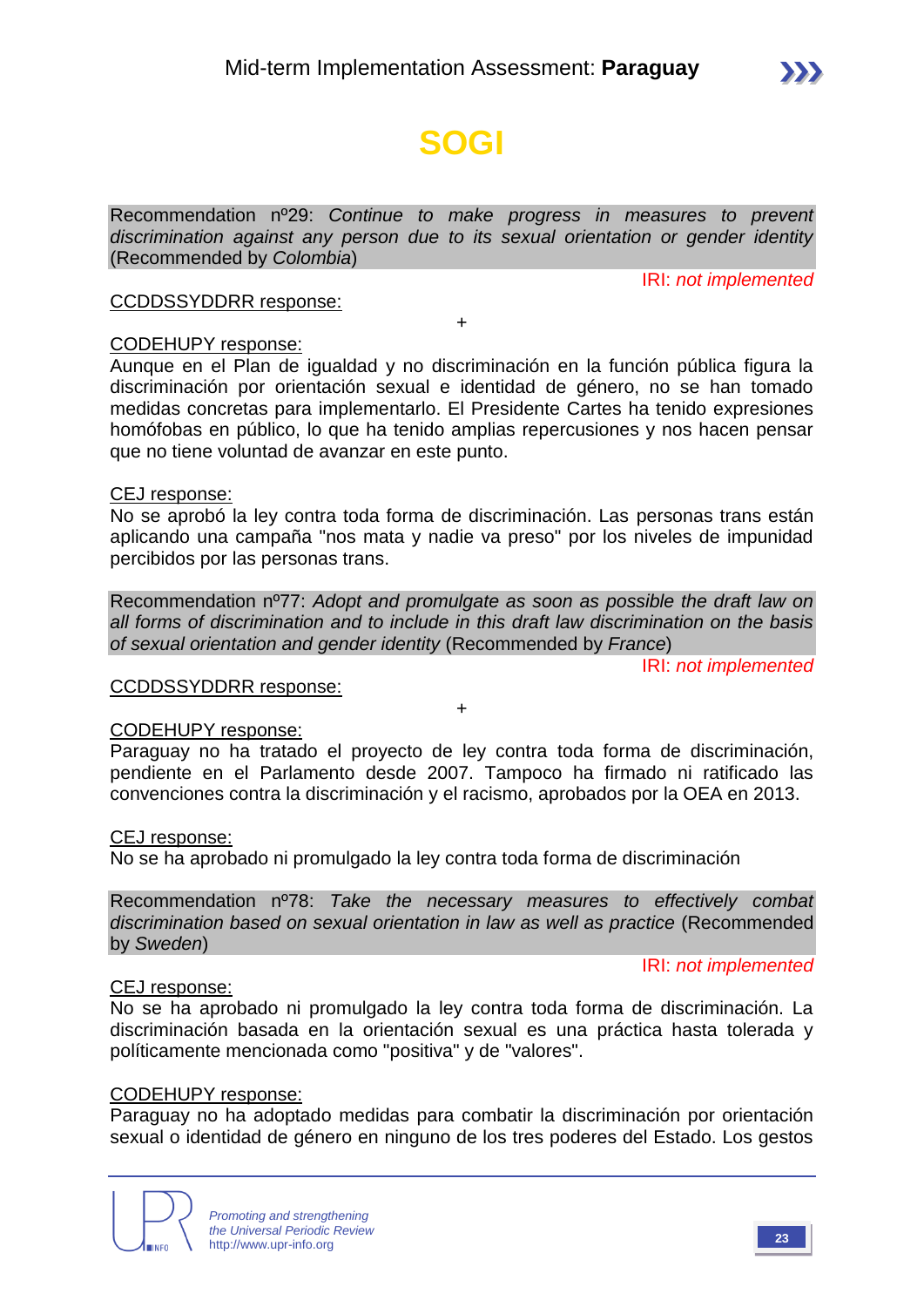# SOGI

Recommendation nº29: *Continue to make progress in measures to prevent discrimination against any person due to its sexual orientation or gender identity* (Recommended by *Colombia*)

IRI: *not implemented*

CCDDSSYDDRR response:

+

CODEHUPY response:
Aunque en el Plan de igualdad y no discriminación en la función pública figura la discriminación por orientación sexual e identidad de género, no se han tomado medidas concretas para implementarlo. El Presidente Cartes ha tenido expresiones homófobas en público, lo que ha tenido amplias repercusiones y nos hacen pensar que no tiene voluntad de avanzar en este punto.

CEJ response:
No se aprobó la ley contra toda forma de discriminación. Las personas trans están aplicando una campaña "nos mata y nadie va preso" por los niveles de impunidad percibidos por las personas trans.

Recommendation nº77: *Adopt and promulgate as soon as possible the draft law on all forms of discrimination and to include in this draft law discrimination on the basis of sexual orientation and gender identity* (Recommended by *France*)

IRI: *not implemented*

CCDDSSYDDRR response:

+

CODEHUPY response:
Paraguay no ha tratado el proyecto de ley contra toda forma de discriminación, pendiente en el Parlamento desde 2007. Tampoco ha firmado ni ratificado las convenciones contra la discriminación y el racismo, aprobados por la OEA en 2013.

CEJ response:
No se ha aprobado ni promulgado la ley contra toda forma de discriminación

Recommendation nº78: *Take the necessary measures to effectively combat discrimination based on sexual orientation in law as well as practice* (Recommended by *Sweden*)

IRI: *not implemented*

CEJ response:
No se ha aprobado ni promulgado la ley contra toda forma de discriminación. La discriminación basada en la orientación sexual es una práctica hasta tolerada y políticamente mencionada como "positiva" y de "valores".

CODEHUPY response:
Paraguay no ha adoptado medidas para combatir la discriminación por orientación sexual o identidad de género en ninguno de los tres poderes del Estado. Los gestos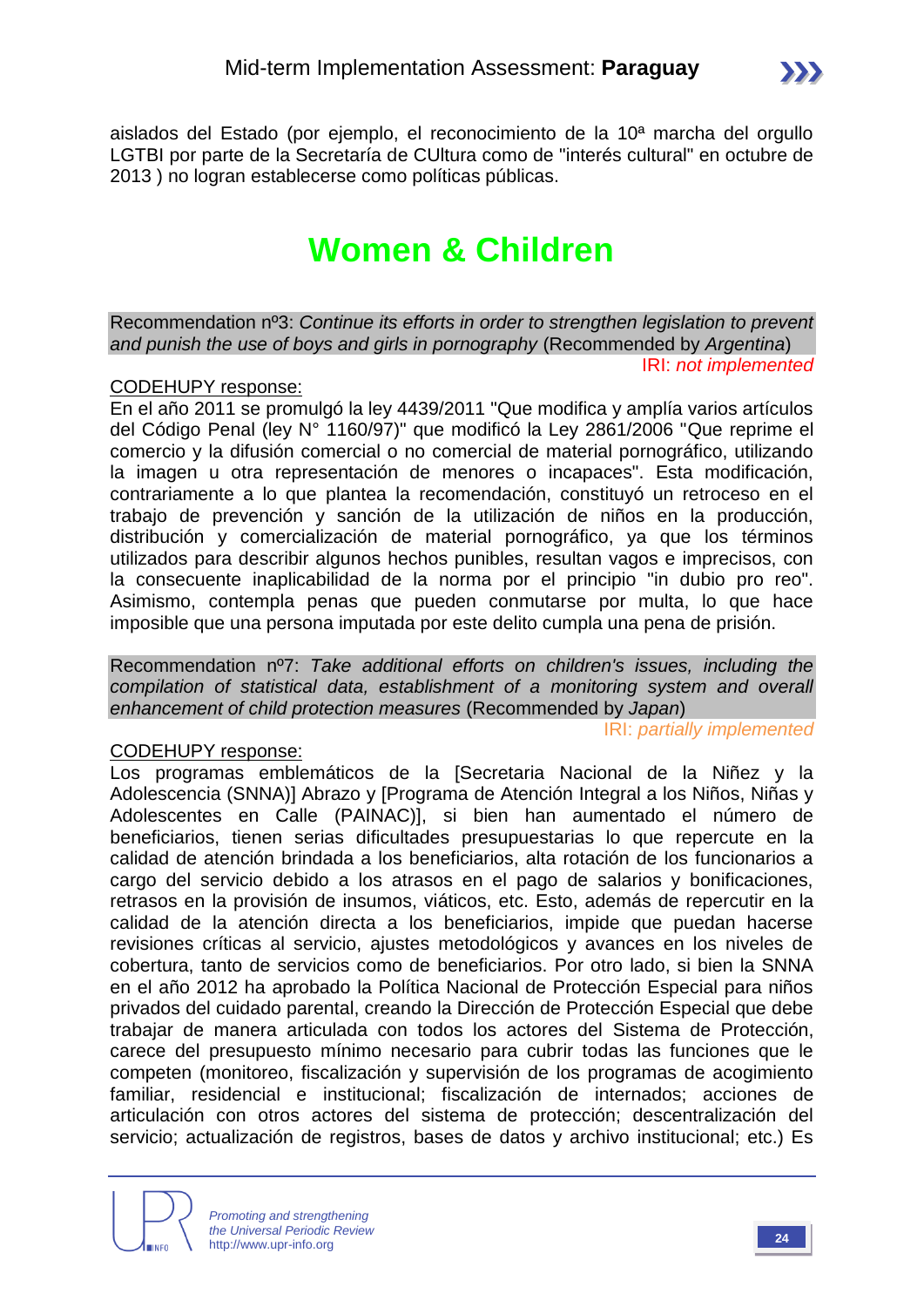aislados del Estado (por ejemplo, el reconocimiento de la 10ª marcha del orgullo LGTBI por parte de la Secretaría de CUltura como de "interés cultural" en octubre de 2013 ) no logran establecerse como políticas públicas.

# Women & Children

Recommendation nº3: *Continue its efforts in order to strengthen legislation to prevent and punish the use of boys and girls in pornography* (Recommended by *Argentina*)

IRI: *not implemented*

CODEHUPY response:

En el año 2011 se promulgó la ley 4439/2011 "Que modifica y amplía varios artículos del Código Penal (ley N° 1160/97)" que modificó la Ley 2861/2006 "Que reprime el comercio y la difusión comercial o no comercial de material pornográfico, utilizando la imagen u otra representación de menores o incapaces". Esta modificación, contrariamente a lo que plantea la recomendación, constituyó un retroceso en el trabajo de prevención y sanción de la utilización de niños en la producción, distribución y comercialización de material pornográfico, ya que los términos utilizados para describir algunos hechos punibles, resultan vagos e imprecisos, con la consecuente inaplicabilidad de la norma por el principio "in dubio pro reo". Asimismo, contempla penas que pueden conmutarse por multa, lo que hace imposible que una persona imputada por este delito cumpla una pena de prisión.

Recommendation nº7: *Take additional efforts on children's issues, including the compilation of statistical data, establishment of a monitoring system and overall enhancement of child protection measures* (Recommended by *Japan*)

IRI: *partially implemented*

CODEHUPY response:

Los programas emblemáticos de la [Secretaria Nacional de la Niñez y la Adolescencia (SNNA)] Abrazo y [Programa de Atención Integral a los Niños, Niñas y Adolescentes en Calle (PAINAC)], si bien han aumentado el número de beneficiarios, tienen serias dificultades presupuestarias lo que repercute en la calidad de atención brindada a los beneficiarios, alta rotación de los funcionarios a cargo del servicio debido a los atrasos en el pago de salarios y bonificaciones, retrasos en la provisión de insumos, viáticos, etc. Esto, además de repercutir en la calidad de la atención directa a los beneficiarios, impide que puedan hacerse revisiones críticas al servicio, ajustes metodológicos y avances en los niveles de cobertura, tanto de servicios como de beneficiarios. Por otro lado, si bien la SNNA en el año 2012 ha aprobado la Política Nacional de Protección Especial para niños privados del cuidado parental, creando la Dirección de Protección Especial que debe trabajar de manera articulada con todos los actores del Sistema de Protección, carece del presupuesto mínimo necesario para cubrir todas las funciones que le competen (monitoreo, fiscalización y supervisión de los programas de acogimiento familiar, residencial e institucional; fiscalización de internados; acciones de articulación con otros actores del sistema de protección; descentralización del servicio; actualización de registros, bases de datos y archivo institucional; etc.) Es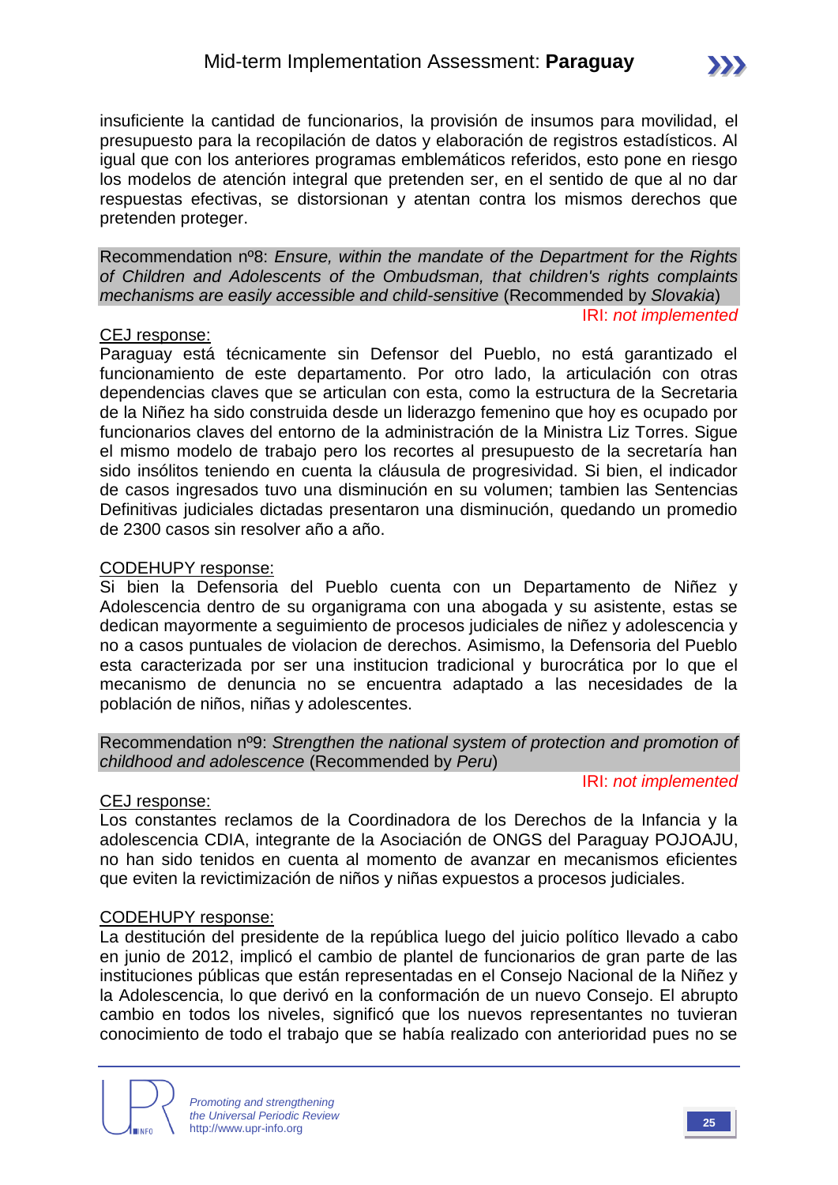insuficiente la cantidad de funcionarios, la provisión de insumos para movilidad, el presupuesto para la recopilación de datos y elaboración de registros estadísticos. Al igual que con los anteriores programas emblemáticos referidos, esto pone en riesgo los modelos de atención integral que pretenden ser, en el sentido de que al no dar respuestas efectivas, se distorsionan y atentan contra los mismos derechos que pretenden proteger.

Recommendation nº8: *Ensure, within the mandate of the Department for the Rights of Children and Adolescents of the Ombudsman, that children's rights complaints mechanisms are easily accessible and child-sensitive* (Recommended by *Slovakia*)

IRI: *not implemented*

CEJ response:

Paraguay está técnicamente sin Defensor del Pueblo, no está garantizado el funcionamiento de este departamento. Por otro lado, la articulación con otras dependencias claves que se articulan con esta, como la estructura de la Secretaria de la Niñez ha sido construida desde un liderazgo femenino que hoy es ocupado por funcionarios claves del entorno de la administración de la Ministra Liz Torres. Sigue el mismo modelo de trabajo pero los recortes al presupuesto de la secretaría han sido insólitos teniendo en cuenta la cláusula de progresividad. Si bien, el indicador de casos ingresados tuvo una disminución en su volumen; tambien las Sentencias Definitivas judiciales dictadas presentaron una disminución, quedando un promedio de 2300 casos sin resolver año a año.

CODEHUPY response:

Si bien la Defensoria del Pueblo cuenta con un Departamento de Niñez y Adolescencia dentro de su organigrama con una abogada y su asistente, estas se dedican mayormente a seguimiento de procesos judiciales de niñez y adolescencia y no a casos puntuales de violacion de derechos. Asimismo, la Defensoria del Pueblo esta caracterizada por ser una institucion tradicional y burocrática por lo que el mecanismo de denuncia no se encuentra adaptado a las necesidades de la población de niños, niñas y adolescentes.

Recommendation nº9: *Strengthen the national system of protection and promotion of childhood and adolescence* (Recommended by *Peru*)

IRI: *not implemented*

CEJ response:

Los constantes reclamos de la Coordinadora de los Derechos de la Infancia y la adolescencia CDIA, integrante de la Asociación de ONGS del Paraguay POJOAJU, no han sido tenidos en cuenta al momento de avanzar en mecanismos eficientes que eviten la revictimización de niños y niñas expuestos a procesos judiciales.

CODEHUPY response:

La destitución del presidente de la república luego del juicio político llevado a cabo en junio de 2012, implicó el cambio de plantel de funcionarios de gran parte de las instituciones públicas que están representadas en el Consejo Nacional de la Niñez y la Adolescencia, lo que derivó en la conformación de un nuevo Consejo. El abrupto cambio en todos los niveles, significó que los nuevos representantes no tuvieran conocimiento de todo el trabajo que se había realizado con anterioridad pues no se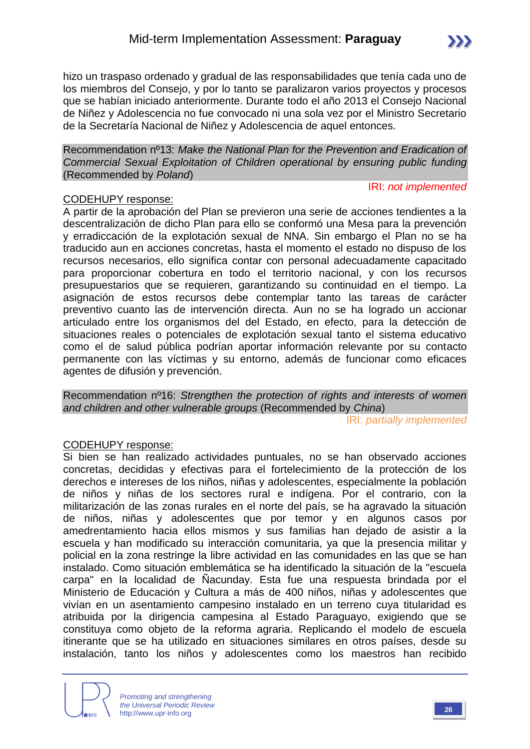hizo un traspaso ordenado y gradual de las responsabilidades que tenía cada uno de los miembros del Consejo, y por lo tanto se paralizaron varios proyectos y procesos que se habían iniciado anteriormente. Durante todo el año 2013 el Consejo Nacional de Niñez y Adolescencia no fue convocado ni una sola vez por el Ministro Secretario de la Secretaría Nacional de Niñez y Adolescencia de aquel entonces.

Recommendation nº13: *Make the National Plan for the Prevention and Eradication of Commercial Sexual Exploitation of Children operational by ensuring public funding* (Recommended by *Poland*)

IRI: *not implemented*

CODEHUPY response:
A partir de la aprobación del Plan se previeron una serie de acciones tendientes a la descentralización de dicho Plan para ello se conformó una Mesa para la prevención y erradiccación de la explotación sexual de NNA. Sin embargo el Plan no se ha traducido aun en acciones concretas, hasta el momento el estado no dispuso de los recursos necesarios, ello significa contar con personal adecuadamente capacitado para proporcionar cobertura en todo el territorio nacional, y con los recursos presupuestarios que se requieren, garantizando su continuidad en el tiempo. La asignación de estos recursos debe contemplar tanto las tareas de carácter preventivo cuanto las de intervención directa. Aun no se ha logrado un accionar articulado entre los organismos del del Estado, en efecto, para la detección de situaciones reales o potenciales de explotación sexual tanto el sistema educativo como el de salud pública podrían aportar información relevante por su contacto permanente con las víctimas y su entorno, además de funcionar como eficaces agentes de difusión y prevención.

Recommendation nº16: *Strengthen the protection of rights and interests of women and children and other vulnerable groups* (Recommended by *China*)

IRI: *partially implemented*

CODEHUPY response:
Si bien se han realizado actividades puntuales, no se han observado acciones concretas, decididas y efectivas para el fortelecimiento de la protección de los derechos e intereses de los niños, niñas y adolescentes, especialmente la población de niños y niñas de los sectores rural e indígena. Por el contrario, con la militarización de las zonas rurales en el norte del país, se ha agravado la situación de niños, niñas y adolescentes que por temor y en algunos casos por amedrentamiento hacia ellos mismos y sus familias han dejado de asistir a la escuela y han modificado su interacción comunitaria, ya que la presencia militar y policial en la zona restringe la libre actividad en las comunidades en las que se han instalado. Como situación emblemática se ha identificado la situación de la "escuela carpa" en la localidad de Ñacunday. Esta fue una respuesta brindada por el Ministerio de Educación y Cultura a más de 400 niños, niñas y adolescentes que vivían en un asentamiento campesino instalado en un terreno cuya titularidad es atribuida por la dirigencia campesina al Estado Paraguayo, exigiendo que se constituya como objeto de la reforma agraria. Replicando el modelo de escuela itinerante que se ha utilizado en situaciones similares en otros países, desde su instalación, tanto los niños y adolescentes como los maestros han recibido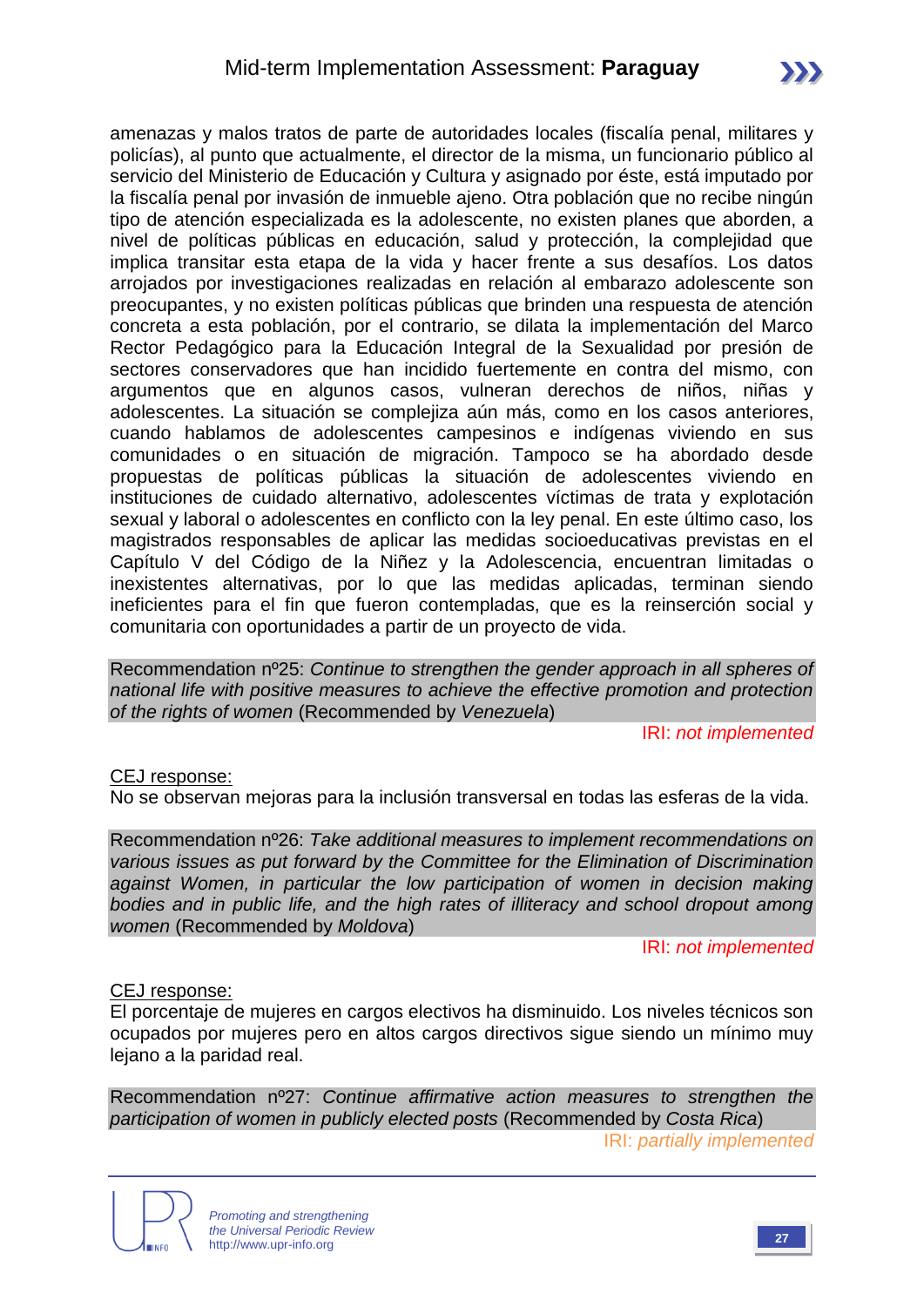amenazas y malos tratos de parte de autoridades locales (fiscalía penal, militares y policías), al punto que actualmente, el director de la misma, un funcionario público al servicio del Ministerio de Educación y Cultura y asignado por éste, está imputado por la fiscalía penal por invasión de inmueble ajeno. Otra población que no recibe ningún tipo de atención especializada es la adolescente, no existen planes que aborden, a nivel de políticas públicas en educación, salud y protección, la complejidad que implica transitar esta etapa de la vida y hacer frente a sus desafíos. Los datos arrojados por investigaciones realizadas en relación al embarazo adolescente son preocupantes, y no existen políticas públicas que brinden una respuesta de atención concreta a esta población, por el contrario, se dilata la implementación del Marco Rector Pedagógico para la Educación Integral de la Sexualidad por presión de sectores conservadores que han incidido fuertemente en contra del mismo, con argumentos que en algunos casos, vulneran derechos de niños, niñas y adolescentes. La situación se complejiza aún más, como en los casos anteriores, cuando hablamos de adolescentes campesinos e indígenas viviendo en sus comunidades o en situación de migración. Tampoco se ha abordado desde propuestas de políticas públicas la situación de adolescentes viviendo en instituciones de cuidado alternativo, adolescentes víctimas de trata y explotación sexual y laboral o adolescentes en conflicto con la ley penal. En este último caso, los magistrados responsables de aplicar las medidas socioeducativas previstas en el Capítulo V del Código de la Niñez y la Adolescencia, encuentran limitadas o inexistentes alternativas, por lo que las medidas aplicadas, terminan siendo ineficientes para el fin que fueron contempladas, que es la reinserción social y comunitaria con oportunidades a partir de un proyecto de vida.

Recommendation nº25: *Continue to strengthen the gender approach in all spheres of national life with positive measures to achieve the effective promotion and protection of the rights of women* (Recommended by *Venezuela*)

IRI: *not implemented*

CEJ response:

No se observan mejoras para la inclusión transversal en todas las esferas de la vida.

Recommendation nº26: *Take additional measures to implement recommendations on various issues as put forward by the Committee for the Elimination of Discrimination against Women, in particular the low participation of women in decision making bodies and in public life, and the high rates of illiteracy and school dropout among women* (Recommended by *Moldova*)

IRI: *not implemented*

CEJ response:

El porcentaje de mujeres en cargos electivos ha disminuido. Los niveles técnicos son ocupados por mujeres pero en altos cargos directivos sigue siendo un mínimo muy lejano a la paridad real.

Recommendation nº27: *Continue affirmative action measures to strengthen the participation of women in publicly elected posts* (Recommended by *Costa Rica*)

IRI: *partially implemented*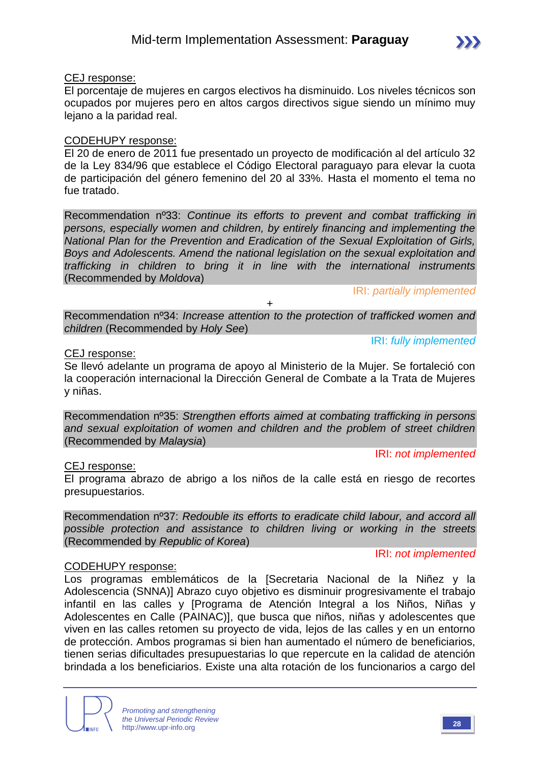CEJ response:

El porcentaje de mujeres en cargos electivos ha disminuido. Los niveles técnicos son ocupados por mujeres pero en altos cargos directivos sigue siendo un mínimo muy lejano a la paridad real.

CODEHUPY response:

El 20 de enero de 2011 fue presentado un proyecto de modificación al del artículo 32 de la Ley 834/96 que establece el Código Electoral paraguayo para elevar la cuota de participación del género femenino del 20 al 33%. Hasta el momento el tema no fue tratado.

Recommendation nº33: *Continue its efforts to prevent and combat trafficking in persons, especially women and children, by entirely financing and implementing the National Plan for the Prevention and Eradication of the Sexual Exploitation of Girls, Boys and Adolescents. Amend the national legislation on the sexual exploitation and trafficking in children to bring it in line with the international instruments* (Recommended by *Moldova*)

IRI: *partially implemented*

+

Recommendation nº34: *Increase attention to the protection of trafficked women and children* (Recommended by *Holy See*)

IRI: *fully implemented*

CEJ response:

Se llevó adelante un programa de apoyo al Ministerio de la Mujer. Se fortaleció con la cooperación internacional la Dirección General de Combate a la Trata de Mujeres y niñas.

Recommendation nº35: *Strengthen efforts aimed at combating trafficking in persons and sexual exploitation of women and children and the problem of street children* (Recommended by *Malaysia*)

IRI: *not implemented*

CEJ response:

El programa abrazo de abrigo a los niños de la calle está en riesgo de recortes presupuestarios.

Recommendation nº37: *Redouble its efforts to eradicate child labour, and accord all possible protection and assistance to children living or working in the streets* (Recommended by *Republic of Korea*)

IRI: *not implemented*

CODEHUPY response:

Los programas emblemáticos de la [Secretaria Nacional de la Niñez y la Adolescencia (SNNA)] Abrazo cuyo objetivo es disminuir progresivamente el trabajo infantil en las calles y [Programa de Atención Integral a los Niños, Niñas y Adolescentes en Calle (PAINAC)], que busca que niños, niñas y adolescentes que viven en las calles retomen su proyecto de vida, lejos de las calles y en un entorno de protección. Ambos programas si bien han aumentado el número de beneficiarios, tienen serias dificultades presupuestarias lo que repercute en la calidad de atención brindada a los beneficiarios. Existe una alta rotación de los funcionarios a cargo del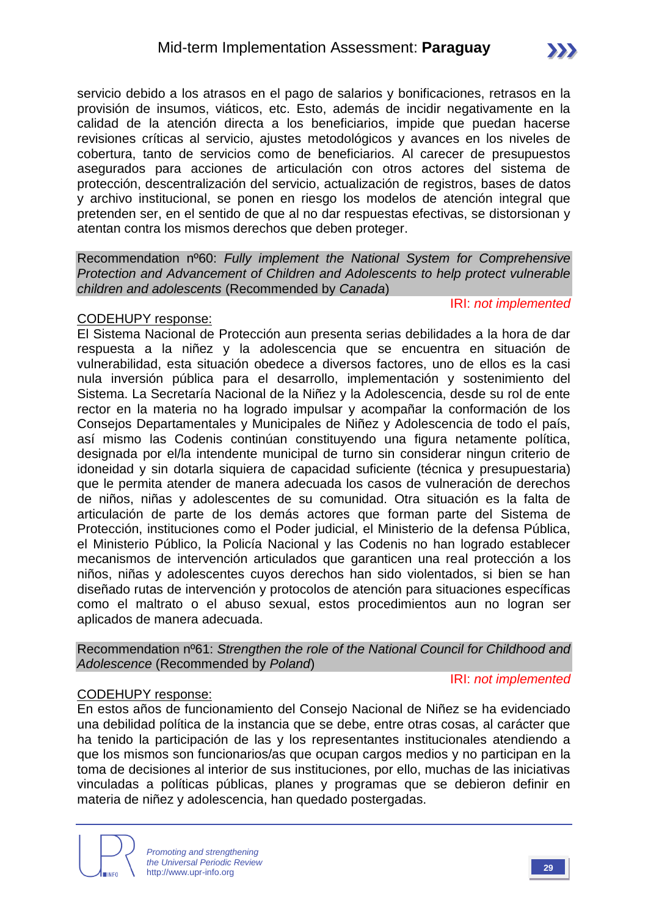servicio debido a los atrasos en el pago de salarios y bonificaciones, retrasos en la provisión de insumos, viáticos, etc. Esto, además de incidir negativamente en la calidad de la atención directa a los beneficiarios, impide que puedan hacerse revisiones críticas al servicio, ajustes metodológicos y avances en los niveles de cobertura, tanto de servicios como de beneficiarios. Al carecer de presupuestos asegurados para acciones de articulación con otros actores del sistema de protección, descentralización del servicio, actualización de registros, bases de datos y archivo institucional, se ponen en riesgo los modelos de atención integral que pretenden ser, en el sentido de que al no dar respuestas efectivas, se distorsionan y atentan contra los mismos derechos que deben proteger.

Recommendation nº60: *Fully implement the National System for Comprehensive Protection and Advancement of Children and Adolescents to help protect vulnerable children and adolescents* (Recommended by *Canada*)

IRI: *not implemented*

CODEHUPY response:

El Sistema Nacional de Protección aun presenta serias debilidades a la hora de dar respuesta a la niñez y la adolescencia que se encuentra en situación de vulnerabilidad, esta situación obedece a diversos factores, uno de ellos es la casi nula inversión pública para el desarrollo, implementación y sostenimiento del Sistema. La Secretaría Nacional de la Niñez y la Adolescencia, desde su rol de ente rector en la materia no ha logrado impulsar y acompañar la conformación de los Consejos Departamentales y Municipales de Niñez y Adolescencia de todo el país, así mismo las Codenis continúan constituyendo una figura netamente política, designada por el/la intendente municipal de turno sin considerar ningun criterio de idoneidad y sin dotarla siquiera de capacidad suficiente (técnica y presupuestaria) que le permita atender de manera adecuada los casos de vulneración de derechos de niños, niñas y adolescentes de su comunidad. Otra situación es la falta de articulación de parte de los demás actores que forman parte del Sistema de Protección, instituciones como el Poder judicial, el Ministerio de la defensa Pública, el Ministerio Público, la Policía Nacional y las Codenis no han logrado establecer mecanismos de intervención articulados que garanticen una real protección a los niños, niñas y adolescentes cuyos derechos han sido violentados, si bien se han diseñado rutas de intervención y protocolos de atención para situaciones específicas como el maltrato o el abuso sexual, estos procedimientos aun no logran ser aplicados de manera adecuada.

Recommendation nº61: *Strengthen the role of the National Council for Childhood and Adolescence* (Recommended by *Poland*)

IRI: *not implemented*

CODEHUPY response:

En estos años de funcionamiento del Consejo Nacional de Niñez se ha evidenciado una debilidad política de la instancia que se debe, entre otras cosas, al carácter que ha tenido la participación de las y los representantes institucionales atendiendo a que los mismos son funcionarios/as que ocupan cargos medios y no participan en la toma de decisiones al interior de sus instituciones, por ello, muchas de las iniciativas vinculadas a políticas públicas, planes y programas que se debieron definir en materia de niñez y adolescencia, han quedado postergadas.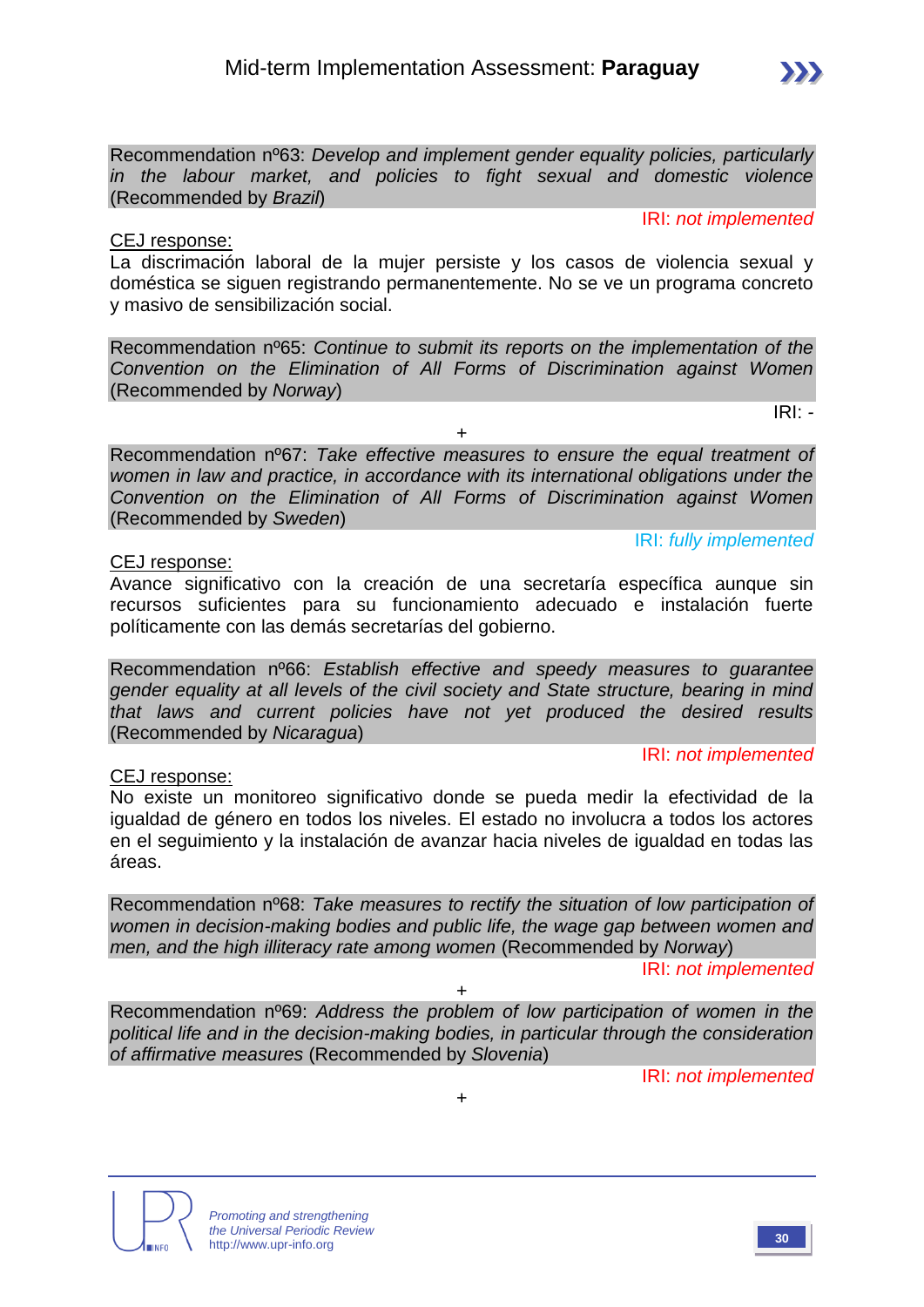Recommendation nº63: *Develop and implement gender equality policies, particularly in the labour market, and policies to fight sexual and domestic violence* (Recommended by *Brazil*)

IRI: *not implemented*

CEJ response:

La discriminación laboral de la mujer persiste y los casos de violencia sexual y doméstica se siguen registrando permanentemente. No se ve un programa concreto y masivo de sensibilización social.

Recommendation nº65: *Continue to submit its reports on the implementation of the Convention on the Elimination of All Forms of Discrimination against Women* (Recommended by *Norway*)

IRI: -

+

Recommendation nº67: *Take effective measures to ensure the equal treatment of women in law and practice, in accordance with its international obligations under the Convention on the Elimination of All Forms of Discrimination against Women* (Recommended by *Sweden*)

IRI: *fully implemented*

CEJ response:

Avance significativo con la creación de una secretaría específica aunque sin recursos suficientes para su funcionamiento adecuado e instalación fuerte políticamente con las demás secretarías del gobierno.

Recommendation nº66: *Establish effective and speedy measures to guarantee gender equality at all levels of the civil society and State structure, bearing in mind that laws and current policies have not yet produced the desired results* (Recommended by *Nicaragua*)

IRI: *not implemented*

CEJ response:

No existe un monitoreo significativo donde se pueda medir la efectividad de la igualdad de género en todos los niveles. El estado no involucra a todos los actores en el seguimiento y la instalación de avanzar hacia niveles de igualdad en todas las áreas.

Recommendation nº68: *Take measures to rectify the situation of low participation of women in decision-making bodies and public life, the wage gap between women and men, and the high illiteracy rate among women* (Recommended by *Norway*)

IRI: *not implemented*

+

Recommendation nº69: *Address the problem of low participation of women in the political life and in the decision-making bodies, in particular through the consideration of affirmative measures* (Recommended by *Slovenia*)

IRI: *not implemented*

+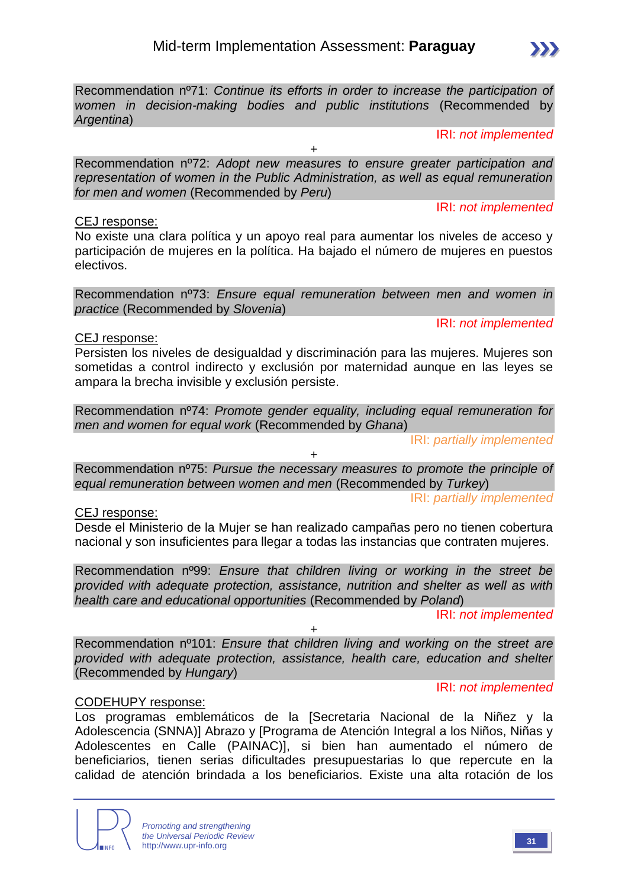Recommendation nº71: *Continue its efforts in order to increase the participation of women in decision-making bodies and public institutions* (Recommended by *Argentina*)

IRI: *not implemented*

+

Recommendation nº72: *Adopt new measures to ensure greater participation and representation of women in the Public Administration, as well as equal remuneration for men and women* (Recommended by *Peru*)

IRI: *not implemented*

CEJ response:

No existe una clara política y un apoyo real para aumentar los niveles de acceso y participación de mujeres en la política. Ha bajado el número de mujeres en puestos electivos.

Recommendation nº73: *Ensure equal remuneration between men and women in practice* (Recommended by *Slovenia*)

IRI: *not implemented*

CEJ response:

Persisten los niveles de desigualdad y discriminación para las mujeres. Mujeres son sometidas a control indirecto y exclusión por maternidad aunque en las leyes se ampara la brecha invisible y exclusión persiste.

Recommendation nº74: *Promote gender equality, including equal remuneration for men and women for equal work* (Recommended by *Ghana*)

IRI: *partially implemented*

+

Recommendation nº75: *Pursue the necessary measures to promote the principle of equal remuneration between women and men* (Recommended by *Turkey*)

IRI: *partially implemented*

CEJ response:

Desde el Ministerio de la Mujer se han realizado campañas pero no tienen cobertura nacional y son insuficientes para llegar a todas las instancias que contraten mujeres.

Recommendation nº99: *Ensure that children living or working in the street be provided with adequate protection, assistance, nutrition and shelter as well as with health care and educational opportunities* (Recommended by *Poland*)

IRI: *not implemented*

+

Recommendation nº101: *Ensure that children living and working on the street are provided with adequate protection, assistance, health care, education and shelter* (Recommended by *Hungary*)

IRI: *not implemented*

CODEHUPY response:

Los programas emblemáticos de la [Secretaria Nacional de la Niñez y la Adolescencia (SNNA)] Abrazo y [Programa de Atención Integral a los Niños, Niñas y Adolescentes en Calle (PAINAC)], si bien han aumentado el número de beneficiarios, tienen serias dificultades presupuestarias lo que repercute en la calidad de atención brindada a los beneficiarios. Existe una alta rotación de los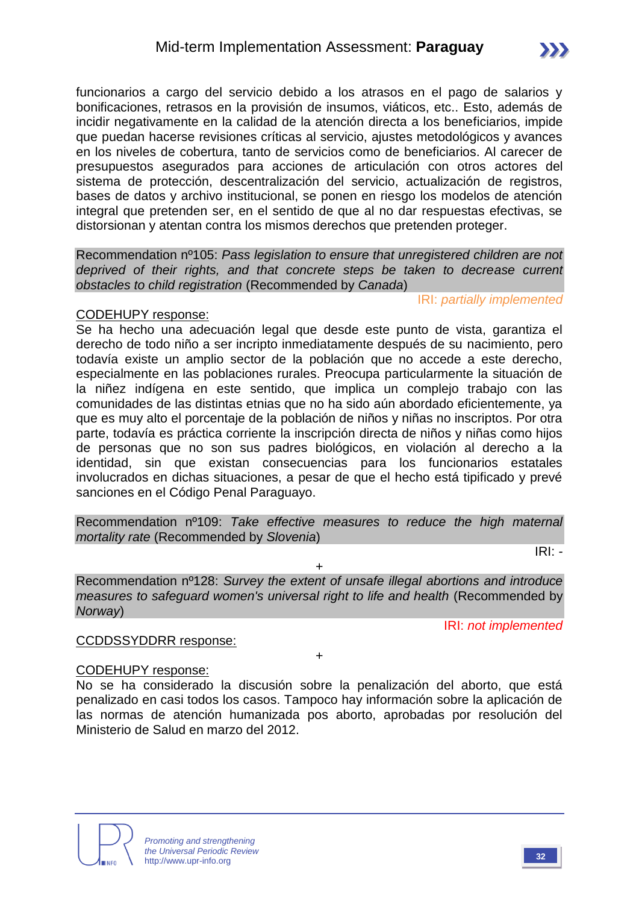funcionarios a cargo del servicio debido a los atrasos en el pago de salarios y bonificaciones, retrasos en la provisión de insumos, viáticos, etc.. Esto, además de incidir negativamente en la calidad de la atención directa a los beneficiarios, impide que puedan hacerse revisiones críticas al servicio, ajustes metodológicos y avances en los niveles de cobertura, tanto de servicios como de beneficiarios. Al carecer de presupuestos asegurados para acciones de articulación con otros actores del sistema de protección, descentralización del servicio, actualización de registros, bases de datos y archivo institucional, se ponen en riesgo los modelos de atención integral que pretenden ser, en el sentido de que al no dar respuestas efectivas, se distorsionan y atentan contra los mismos derechos que pretenden proteger.

Recommendation nº105: *Pass legislation to ensure that unregistered children are not deprived of their rights, and that concrete steps be taken to decrease current obstacles to child registration* (Recommended by *Canada*)

IRI: *partially implemented*

CODEHUPY response:

Se ha hecho una adecuación legal que desde este punto de vista, garantiza el derecho de todo niño a ser incripto inmediatamente después de su nacimiento, pero todavía existe un amplio sector de la población que no accede a este derecho, especialmente en las poblaciones rurales. Preocupa particularmente la situación de la niñez indígena en este sentido, que implica un complejo trabajo con las comunidades de las distintas etnias que no ha sido aún abordado eficientemente, ya que es muy alto el porcentaje de la población de niños y niñas no inscriptos. Por otra parte, todavía es práctica corriente la inscripción directa de niños y niñas como hijos de personas que no son sus padres biológicos, en violación al derecho a la identidad, sin que existan consecuencias para los funcionarios estatales involucrados en dichas situaciones, a pesar de que el hecho está tipificado y prevé sanciones en el Código Penal Paraguayo.

Recommendation nº109: *Take effective measures to reduce the high maternal mortality rate* (Recommended by *Slovenia*)

IRI: -

+

Recommendation nº128: *Survey the extent of unsafe illegal abortions and introduce measures to safeguard women's universal right to life and health* (Recommended by *Norway*)

IRI: *not implemented*

CCDDSSYDDRR response:

+

CODEHUPY response:

No se ha considerado la discusión sobre la penalización del aborto, que está penalizado en casi todos los casos. Tampoco hay información sobre la aplicación de las normas de atención humanizada pos aborto, aprobadas por resolución del Ministerio de Salud en marzo del 2012.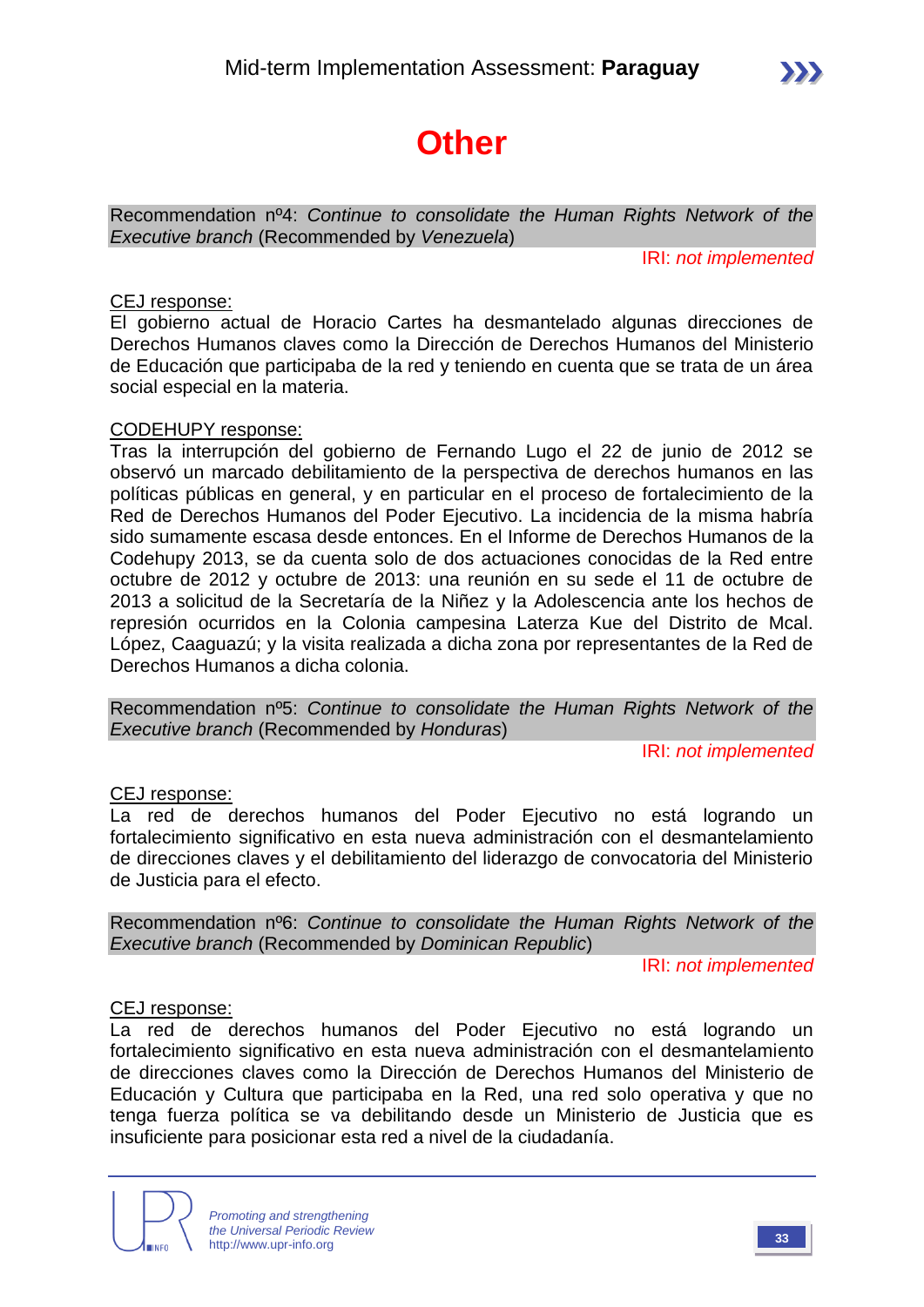# Other

Recommendation nº4: *Continue to consolidate the Human Rights Network of the Executive branch* (Recommended by *Venezuela*)

IRI: *not implemented*

CEJ response:

El gobierno actual de Horacio Cartes ha desmantelado algunas direcciones de Derechos Humanos claves como la Dirección de Derechos Humanos del Ministerio de Educación que participaba de la red y teniendo en cuenta que se trata de un área social especial en la materia.

CODEHUPY response:

Tras la interrupción del gobierno de Fernando Lugo el 22 de junio de 2012 se observó un marcado debilitamiento de la perspectiva de derechos humanos en las políticas públicas en general, y en particular en el proceso de fortalecimiento de la Red de Derechos Humanos del Poder Ejecutivo. La incidencia de la misma habría sido sumamente escasa desde entonces. En el Informe de Derechos Humanos de la Codehupy 2013, se da cuenta solo de dos actuaciones conocidas de la Red entre octubre de 2012 y octubre de 2013: una reunión en su sede el 11 de octubre de 2013 a solicitud de la Secretaría de la Niñez y la Adolescencia ante los hechos de represión ocurridos en la Colonia campesina Laterza Kue del Distrito de Mcal. López, Caaguazú; y la visita realizada a dicha zona por representantes de la Red de Derechos Humanos a dicha colonia.

Recommendation nº5: *Continue to consolidate the Human Rights Network of the Executive branch* (Recommended by *Honduras*)

IRI: *not implemented*

CEJ response:

La red de derechos humanos del Poder Ejecutivo no está logrando un fortalecimiento significativo en esta nueva administración con el desmantelamiento de direcciones claves y el debilitamiento del liderazgo de convocatoria del Ministerio de Justicia para el efecto.

Recommendation nº6: *Continue to consolidate the Human Rights Network of the Executive branch* (Recommended by *Dominican Republic*)

IRI: *not implemented*

CEJ response:

La red de derechos humanos del Poder Ejecutivo no está logrando un fortalecimiento significativo en esta nueva administración con el desmantelamiento de direcciones claves como la Dirección de Derechos Humanos del Ministerio de Educación y Cultura que participaba en la Red, una red solo operativa y que no tenga fuerza política se va debilitando desde un Ministerio de Justicia que es insuficiente para posicionar esta red a nivel de la ciudadanía.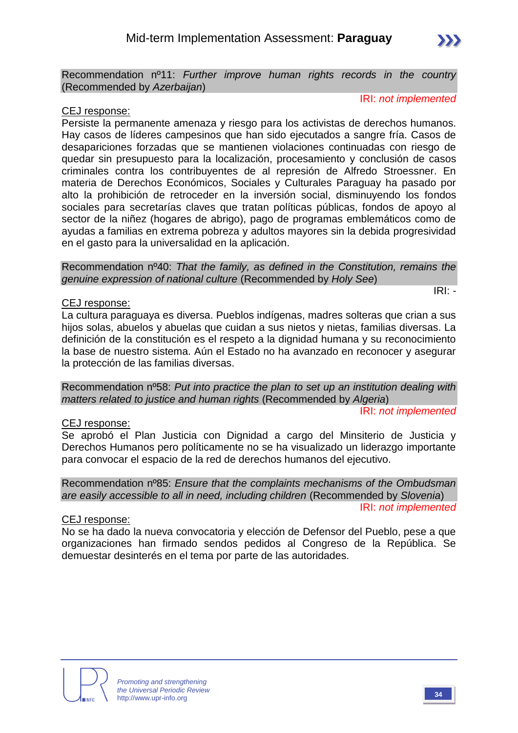Recommendation nº11: *Further improve human rights records in the country* (Recommended by *Azerbaijan*)

IRI: *not implemented*

CEJ response:

Persiste la permanente amenaza y riesgo para los activistas de derechos humanos. Hay casos de líderes campesinos que han sido ejecutados a sangre fría. Casos de desapariciones forzadas que se mantienen violaciones continuadas con riesgo de quedar sin presupuesto para la localización, procesamiento y conclusión de casos criminales contra los contribuyentes de al represión de Alfredo Stroessner. En materia de Derechos Económicos, Sociales y Culturales Paraguay ha pasado por alto la prohibición de retroceder en la inversión social, disminuyendo los fondos sociales para secretarías claves que tratan políticas públicas, fondos de apoyo al sector de la niñez (hogares de abrigo), pago de programas emblemáticos como de ayudas a familias en extrema pobreza y adultos mayores sin la debida progresividad en el gasto para la universalidad en la aplicación.

Recommendation nº40: *That the family, as defined in the Constitution, remains the genuine expression of national culture* (Recommended by *Holy See*)

IRI: -

CEJ response:

La cultura paraguaya es diversa. Pueblos indígenas, madres solteras que crian a sus hijos solas, abuelos y abuelas que cuidan a sus nietos y nietas, familias diversas. La definición de la constitución es el respeto a la dignidad humana y su reconocimiento la base de nuestro sistema. Aún el Estado no ha avanzado en reconocer y asegurar la protección de las familias diversas.

Recommendation nº58: *Put into practice the plan to set up an institution dealing with matters related to justice and human rights* (Recommended by *Algeria*)

IRI: *not implemented*

CEJ response:

Se aprobó el Plan Justicia con Dignidad a cargo del Minsiterio de Justicia y Derechos Humanos pero políticamente no se ha visualizado un liderazgo importante para convocar el espacio de la red de derechos humanos del ejecutivo.

Recommendation nº85: *Ensure that the complaints mechanisms of the Ombudsman are easily accessible to all in need, including children* (Recommended by *Slovenia*)

IRI: *not implemented*

CEJ response:

No se ha dado la nueva convocatoria y elección de Defensor del Pueblo, pese a que organizaciones han firmado sendos pedidos al Congreso de la República. Se demuestar desinterés en el tema por parte de las autoridades.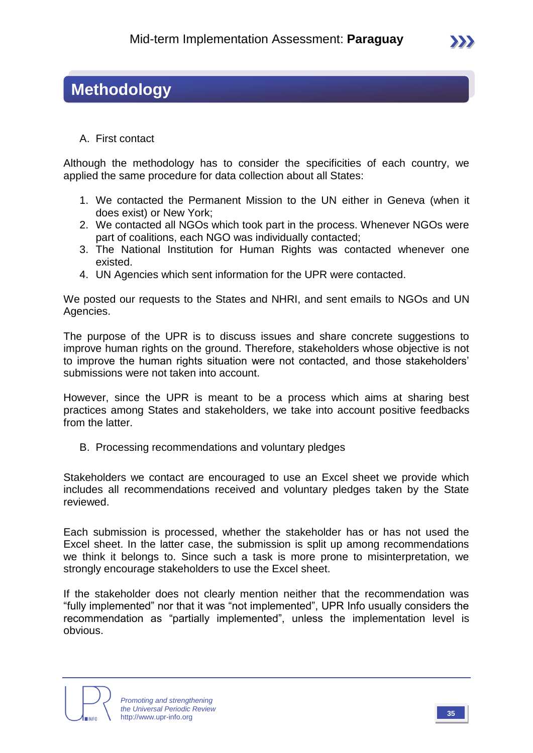# Methodology

A. First contact

Although the methodology has to consider the specificities of each country, we applied the same procedure for data collection about all States:

1. We contacted the Permanent Mission to the UN either in Geneva (when it does exist) or New York;
2. We contacted all NGOs which took part in the process. Whenever NGOs were part of coalitions, each NGO was individually contacted;
3. The National Institution for Human Rights was contacted whenever one existed.
4. UN Agencies which sent information for the UPR were contacted.

We posted our requests to the States and NHRI, and sent emails to NGOs and UN Agencies.

The purpose of the UPR is to discuss issues and share concrete suggestions to improve human rights on the ground. Therefore, stakeholders whose objective is not to improve the human rights situation were not contacted, and those stakeholders' submissions were not taken into account.

However, since the UPR is meant to be a process which aims at sharing best practices among States and stakeholders, we take into account positive feedbacks from the latter.

B. Processing recommendations and voluntary pledges

Stakeholders we contact are encouraged to use an Excel sheet we provide which includes all recommendations received and voluntary pledges taken by the State reviewed.

Each submission is processed, whether the stakeholder has or has not used the Excel sheet. In the latter case, the submission is split up among recommendations we think it belongs to. Since such a task is more prone to misinterpretation, we strongly encourage stakeholders to use the Excel sheet.

If the stakeholder does not clearly mention neither that the recommendation was "fully implemented" nor that it was "not implemented", UPR Info usually considers the recommendation as "partially implemented", unless the implementation level is obvious.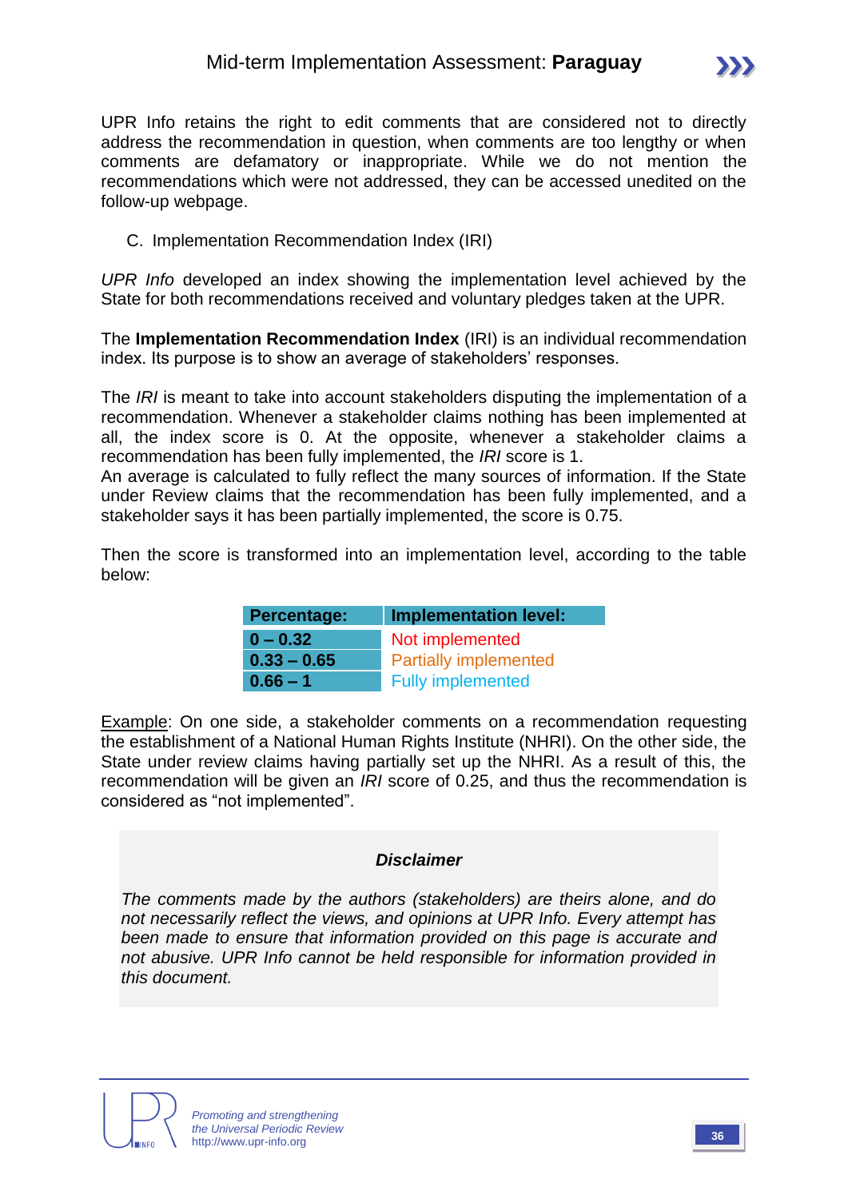UPR Info retains the right to edit comments that are considered not to directly address the recommendation in question, when comments are too lengthy or when comments are defamatory or inappropriate. While we do not mention the recommendations which were not addressed, they can be accessed unedited on the follow-up webpage.

C. Implementation Recommendation Index (IRI)

*UPR Info* developed an index showing the implementation level achieved by the State for both recommendations received and voluntary pledges taken at the UPR.

The **Implementation Recommendation Index** (IRI) is an individual recommendation index. Its purpose is to show an average of stakeholders' responses.

The *IRI* is meant to take into account stakeholders disputing the implementation of a recommendation. Whenever a stakeholder claims nothing has been implemented at all, the index score is 0. At the opposite, whenever a stakeholder claims a recommendation has been fully implemented, the *IRI* score is 1.
An average is calculated to fully reflect the many sources of information. If the State under Review claims that the recommendation has been fully implemented, and a stakeholder says it has been partially implemented, the score is 0.75.

Then the score is transformed into an implementation level, according to the table below:

| Percentage: | Implementation level: |
| --- | --- |
| 0 – 0.32 | Not implemented |
| 0.33 – 0.65 | Partially implemented |
| 0.66 – 1 | Fully implemented |

Example: On one side, a stakeholder comments on a recommendation requesting the establishment of a National Human Rights Institute (NHRI). On the other side, the State under review claims having partially set up the NHRI. As a result of this, the recommendation will be given an *IRI* score of 0.25, and thus the recommendation is considered as "not implemented".

***Disclaimer***

*The comments made by the authors (stakeholders) are theirs alone, and do not necessarily reflect the views, and opinions at UPR Info. Every attempt has been made to ensure that information provided on this page is accurate and not abusive. UPR Info cannot be held responsible for information provided in this document.*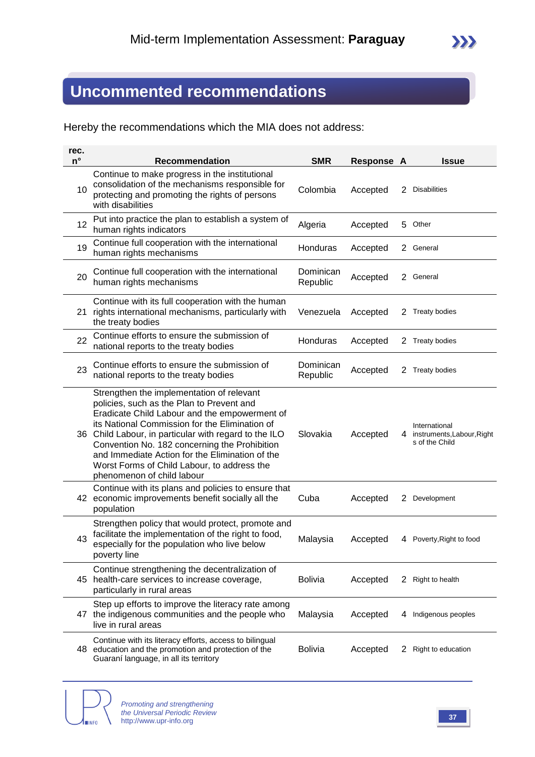# Uncommented recommendations

Hereby the recommendations which the MIA does not address:

| rec. n° | Recommendation | SMR | Response | A | Issue |
|---|---|---|---|---|---|
| 10 | Continue to make progress in the institutional consolidation of the mechanisms responsible for protecting and promoting the rights of persons with disabilities | Colombia | Accepted | 2 | Disabilities |
| 12 | Put into practice the plan to establish a system of human rights indicators | Algeria | Accepted | 5 | Other |
| 19 | Continue full cooperation with the international human rights mechanisms | Honduras | Accepted | 2 | General |
| 20 | Continue full cooperation with the international human rights mechanisms | Dominican Republic | Accepted | 2 | General |
| 21 | Continue with its full cooperation with the human rights international mechanisms, particularly with the treaty bodies | Venezuela | Accepted | 2 | Treaty bodies |
| 22 | Continue efforts to ensure the submission of national reports to the treaty bodies | Honduras | Accepted | 2 | Treaty bodies |
| 23 | Continue efforts to ensure the submission of national reports to the treaty bodies | Dominican Republic | Accepted | 2 | Treaty bodies |
| 36 | Strengthen the implementation of relevant policies, such as the Plan to Prevent and Eradicate Child Labour and the empowerment of its National Commission for the Elimination of Child Labour, in particular with regard to the ILO Convention No. 182 concerning the Prohibition and Immediate Action for the Elimination of the Worst Forms of Child Labour, to address the phenomenon of child labour | Slovakia | Accepted | 4 | International instruments,Labour,Rights of the Child |
| 42 | Continue with its plans and policies to ensure that economic improvements benefit socially all the population | Cuba | Accepted | 2 | Development |
| 43 | Strengthen policy that would protect, promote and facilitate the implementation of the right to food, especially for the population who live below poverty line | Malaysia | Accepted | 4 | Poverty,Right to food |
| 45 | Continue strengthening the decentralization of health-care services to increase coverage, particularly in rural areas | Bolivia | Accepted | 2 | Right to health |
| 47 | Step up efforts to improve the literacy rate among the indigenous communities and the people who live in rural areas | Malaysia | Accepted | 4 | Indigenous peoples |
| 48 | Continue with its literacy efforts, access to bilingual education and the promotion and protection of the Guaraní language, in all its territory | Bolivia | Accepted | 2 | Right to education |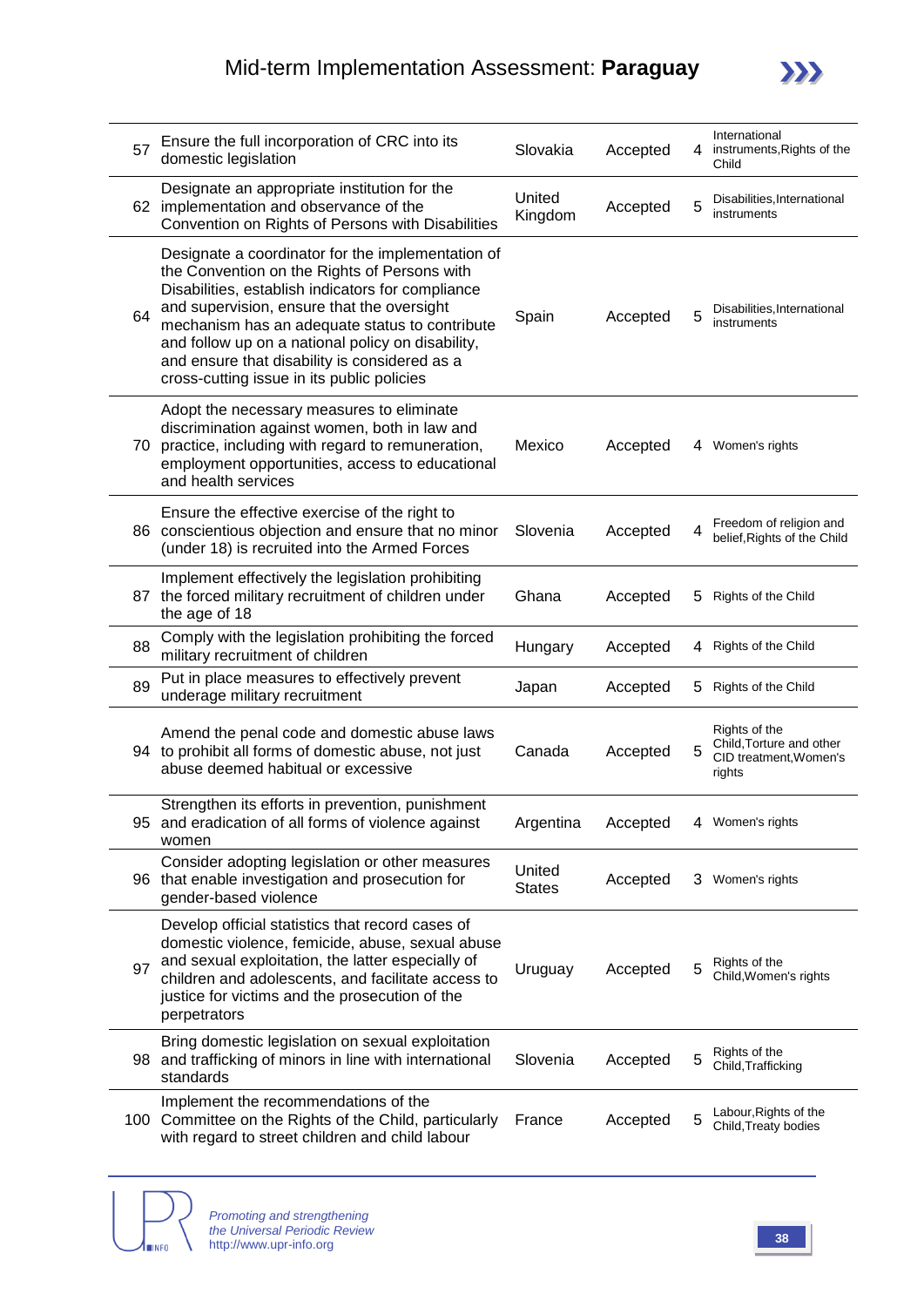| | | | | | |
|---|---|---|---|---|---|
| 57 | Ensure the full incorporation of CRC into its domestic legislation | Slovakia | Accepted | 4 | International instruments,Rights of the Child |
| 62 | Designate an appropriate institution for the implementation and observance of the Convention on Rights of Persons with Disabilities | United Kingdom | Accepted | 5 | Disabilities,International instruments |
| 64 | Designate a coordinator for the implementation of the Convention on the Rights of Persons with Disabilities, establish indicators for compliance and supervision, ensure that the oversight mechanism has an adequate status to contribute and follow up on a national policy on disability, and ensure that disability is considered as a cross-cutting issue in its public policies | Spain | Accepted | 5 | Disabilities,International instruments |
| 70 | Adopt the necessary measures to eliminate discrimination against women, both in law and practice, including with regard to remuneration, employment opportunities, access to educational and health services | Mexico | Accepted | 4 | Women's rights |
| 86 | Ensure the effective exercise of the right to conscientious objection and ensure that no minor (under 18) is recruited into the Armed Forces | Slovenia | Accepted | 4 | Freedom of religion and belief,Rights of the Child |
| 87 | Implement effectively the legislation prohibiting the forced military recruitment of children under the age of 18 | Ghana | Accepted | 5 | Rights of the Child |
| 88 | Comply with the legislation prohibiting the forced military recruitment of children | Hungary | Accepted | 4 | Rights of the Child |
| 89 | Put in place measures to effectively prevent underage military recruitment | Japan | Accepted | 5 | Rights of the Child |
| 94 | Amend the penal code and domestic abuse laws to prohibit all forms of domestic abuse, not just abuse deemed habitual or excessive | Canada | Accepted | 5 | Rights of the Child,Torture and other CID treatment,Women's rights |
| 95 | Strengthen its efforts in prevention, punishment and eradication of all forms of violence against women | Argentina | Accepted | 4 | Women's rights |
| 96 | Consider adopting legislation or other measures that enable investigation and prosecution for gender-based violence | United States | Accepted | 3 | Women's rights |
| 97 | Develop official statistics that record cases of domestic violence, femicide, abuse, sexual abuse and sexual exploitation, the latter especially of children and adolescents, and facilitate access to justice for victims and the prosecution of the perpetrators | Uruguay | Accepted | 5 | Rights of the Child,Women's rights |
| 98 | Bring domestic legislation on sexual exploitation and trafficking of minors in line with international standards | Slovenia | Accepted | 5 | Rights of the Child,Trafficking |
| 100 | Implement the recommendations of the Committee on the Rights of the Child, particularly with regard to street children and child labour | France | Accepted | 5 | Labour,Rights of the Child,Treaty bodies |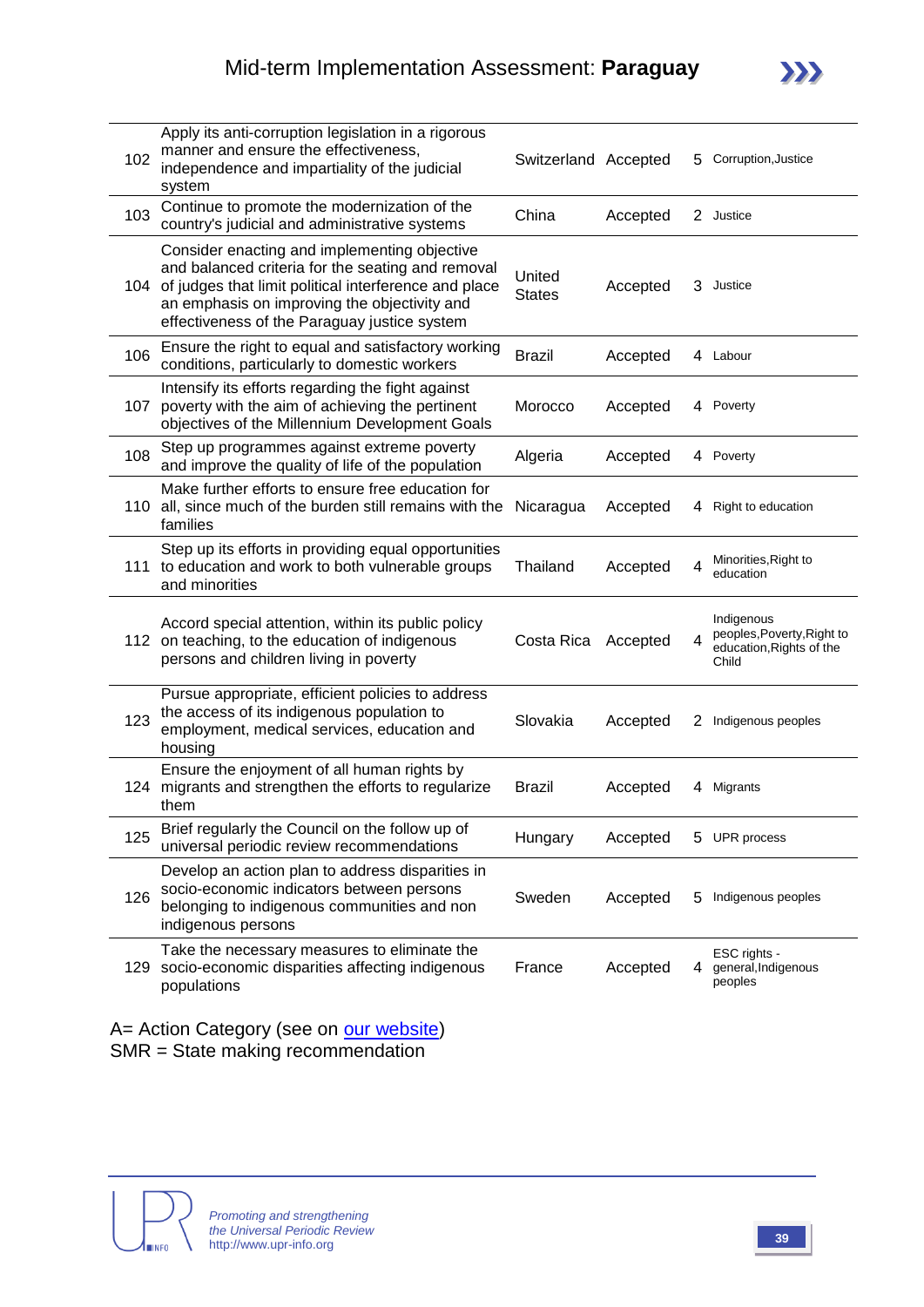| | | | | | |
|---|---|---|---|---|---|
| 102 | Apply its anti-corruption legislation in a rigorous manner and ensure the effectiveness, independence and impartiality of the judicial system | Switzerland | Accepted | 5 | Corruption,Justice |
| 103 | Continue to promote the modernization of the country's judicial and administrative systems | China | Accepted | 2 | Justice |
| 104 | Consider enacting and implementing objective and balanced criteria for the seating and removal of judges that limit political interference and place an emphasis on improving the objectivity and effectiveness of the Paraguay justice system | United States | Accepted | 3 | Justice |
| 106 | Ensure the right to equal and satisfactory working conditions, particularly to domestic workers | Brazil | Accepted | 4 | Labour |
| 107 | Intensify its efforts regarding the fight against poverty with the aim of achieving the pertinent objectives of the Millennium Development Goals | Morocco | Accepted | 4 | Poverty |
| 108 | Step up programmes against extreme poverty and improve the quality of life of the population | Algeria | Accepted | 4 | Poverty |
| 110 | Make further efforts to ensure free education for all, since much of the burden still remains with the families | Nicaragua | Accepted | 4 | Right to education |
| 111 | Step up its efforts in providing equal opportunities to education and work to both vulnerable groups and minorities | Thailand | Accepted | 4 | Minorities,Right to education |
| 112 | Accord special attention, within its public policy on teaching, to the education of indigenous persons and children living in poverty | Costa Rica | Accepted | 4 | Indigenous peoples,Poverty,Right to education,Rights of the Child |
| 123 | Pursue appropriate, efficient policies to address the access of its indigenous population to employment, medical services, education and housing | Slovakia | Accepted | 2 | Indigenous peoples |
| 124 | Ensure the enjoyment of all human rights by migrants and strengthen the efforts to regularize them | Brazil | Accepted | 4 | Migrants |
| 125 | Brief regularly the Council on the follow up of universal periodic review recommendations | Hungary | Accepted | 5 | UPR process |
| 126 | Develop an action plan to address disparities in socio-economic indicators between persons belonging to indigenous communities and non indigenous persons | Sweden | Accepted | 5 | Indigenous peoples |
| 129 | Take the necessary measures to eliminate the socio-economic disparities affecting indigenous populations | France | Accepted | 4 | ESC rights - general,Indigenous peoples |

A= Action Category (see on our website)
SMR = State making recommendation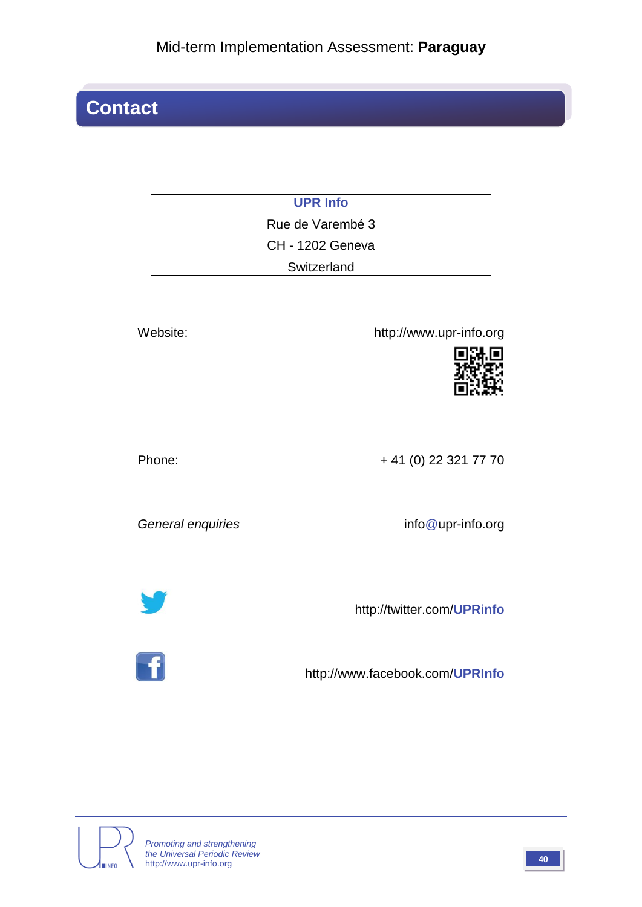# Contact

**UPR Info**

Rue de Varembé 3

CH - 1202 Geneva

Switzerland

| | |
|---|---|
| Website: | http://www.upr-info.org |
| Phone: | + 41 (0) 22 321 77 70 |
| *General enquiries* | info@upr-info.org |
| | http://twitter.com/**UPRinfo** |
| | http://www.facebook.com/**UPRInfo** |

*Promoting and strengthening the Universal Periodic Review*
http://www.upr-info.org